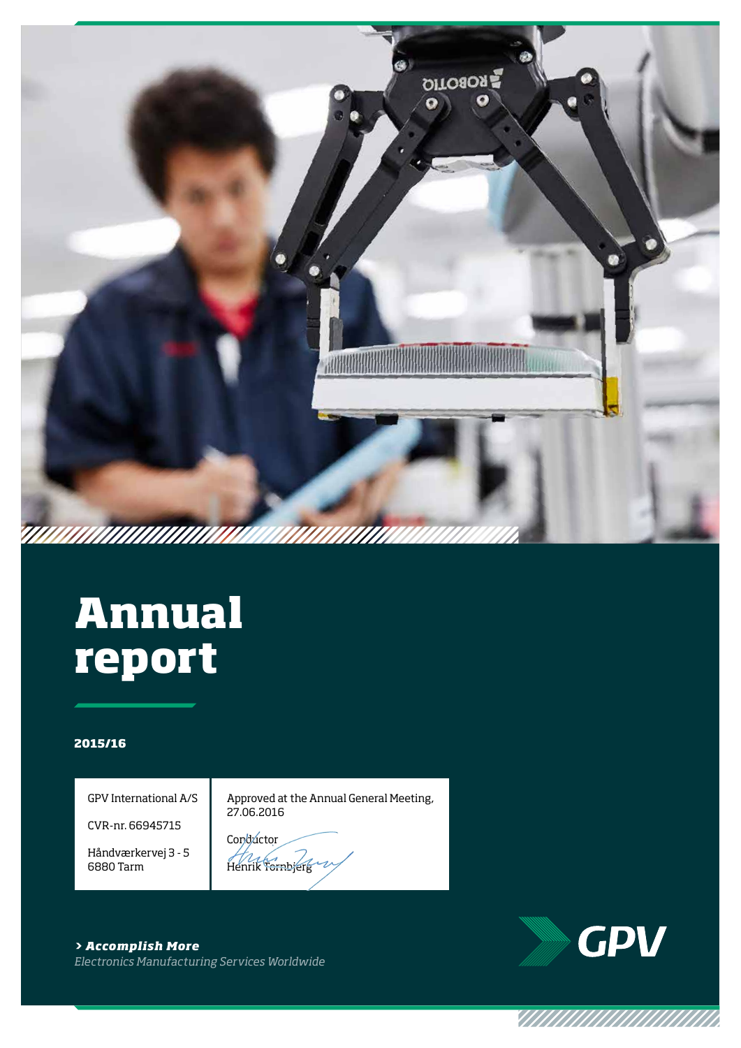# Annual report

**2015/16**

| GPV International A/S<br><br>CVR-nr. 66945715<br><br>Håndværkervej 3 - 5<br>6880 Tarm | Approved at the Annual General Meeting, 27.06.2016<br><br>Conductor<br>Henrik Tornbjerg |
|---|---|

***› Accomplish More***

*Electronics Manufacturing Services Worldwide*

GPV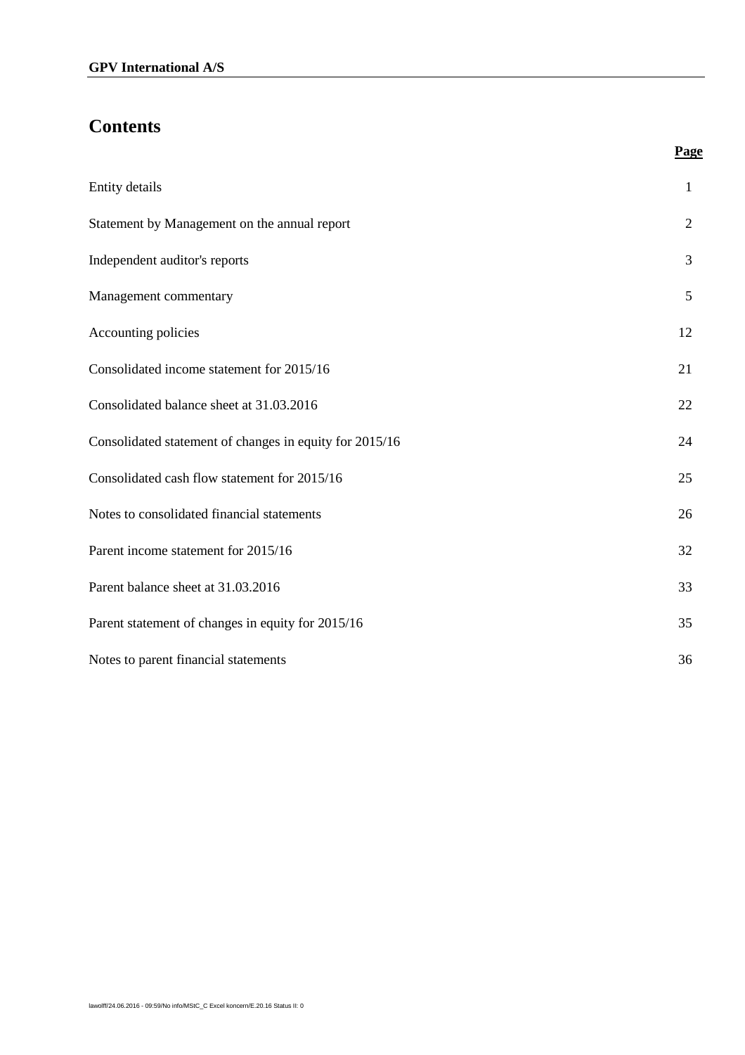# Contents

| | Page |
|---|---|
| Entity details | 1 |
| Statement by Management on the annual report | 2 |
| Independent auditor's reports | 3 |
| Management commentary | 5 |
| Accounting policies | 12 |
| Consolidated income statement for 2015/16 | 21 |
| Consolidated balance sheet at 31.03.2016 | 22 |
| Consolidated statement of changes in equity for 2015/16 | 24 |
| Consolidated cash flow statement for 2015/16 | 25 |
| Notes to consolidated financial statements | 26 |
| Parent income statement for 2015/16 | 32 |
| Parent balance sheet at 31.03.2016 | 33 |
| Parent statement of changes in equity for 2015/16 | 35 |
| Notes to parent financial statements | 36 |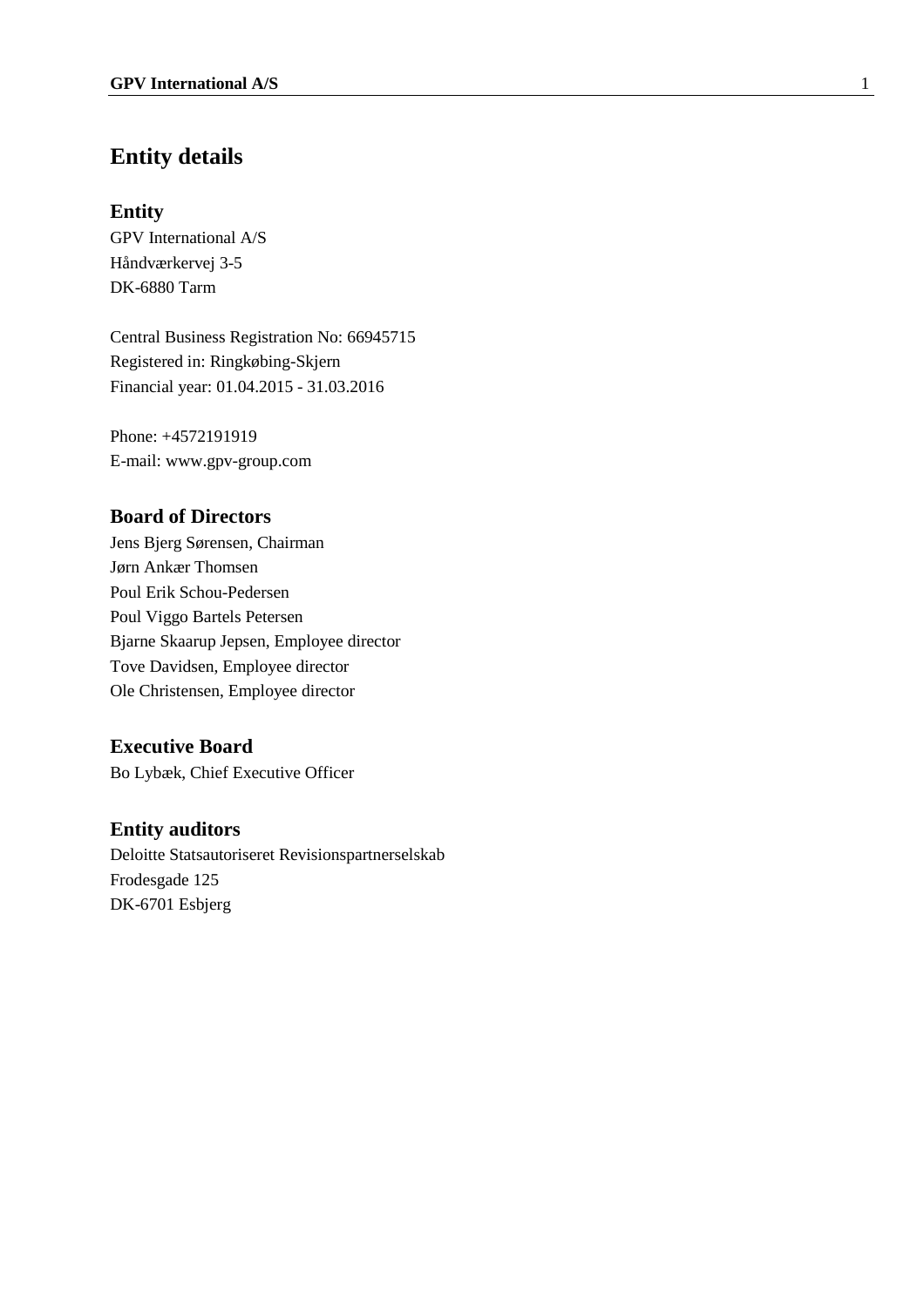# Entity details

## Entity

GPV International A/S
Håndværkervej 3-5
DK-6880 Tarm

Central Business Registration No: 66945715
Registered in: Ringkøbing-Skjern
Financial year: 01.04.2015 - 31.03.2016

Phone: +4572191919
E-mail: www.gpv-group.com

## Board of Directors

Jens Bjerg Sørensen, Chairman
Jørn Ankær Thomsen
Poul Erik Schou-Pedersen
Poul Viggo Bartels Petersen
Bjarne Skaarup Jepsen, Employee director
Tove Davidsen, Employee director
Ole Christensen, Employee director

## Executive Board

Bo Lybæk, Chief Executive Officer

## Entity auditors

Deloitte Statsautoriseret Revisionspartnerselskab
Frodesgade 125
DK-6701 Esbjerg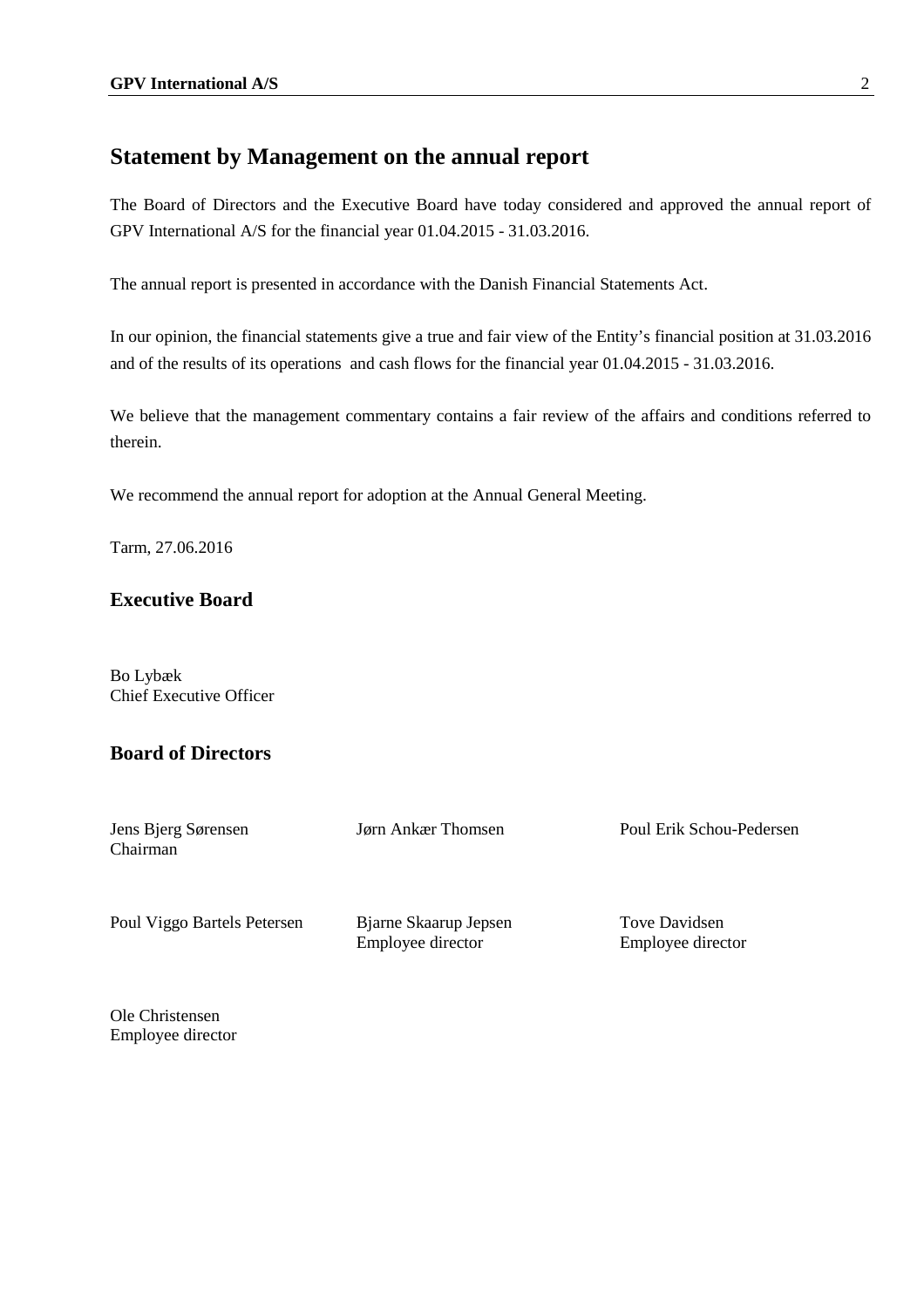## Statement by Management on the annual report

The Board of Directors and the Executive Board have today considered and approved the annual report of GPV International A/S for the financial year 01.04.2015 - 31.03.2016.

The annual report is presented in accordance with the Danish Financial Statements Act.

In our opinion, the financial statements give a true and fair view of the Entity's financial position at 31.03.2016 and of the results of its operations and cash flows for the financial year 01.04.2015 - 31.03.2016.

We believe that the management commentary contains a fair review of the affairs and conditions referred to therein.

We recommend the annual report for adoption at the Annual General Meeting.

Tarm, 27.06.2016

### Executive Board

Bo Lybæk
Chief Executive Officer

### Board of Directors

Jens Bjerg Sørensen
Chairman

Jørn Ankær Thomsen

Poul Erik Schou-Pedersen

Poul Viggo Bartels Petersen

Bjarne Skaarup Jepsen
Employee director

Tove Davidsen
Employee director

Ole Christensen
Employee director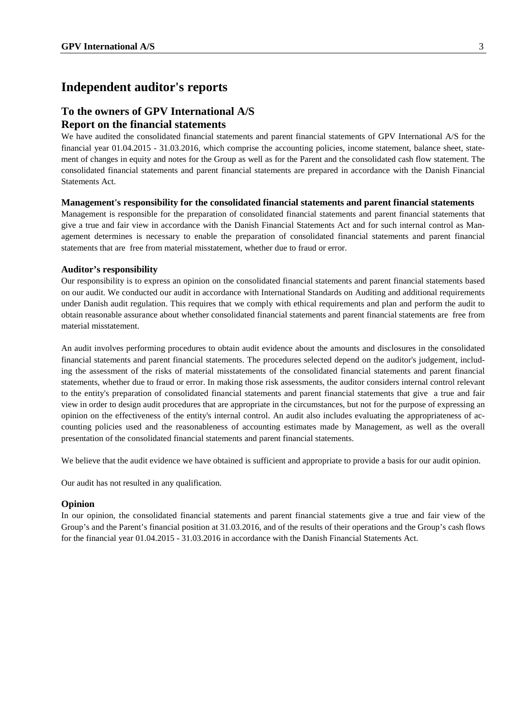# Independent auditor's reports

## To the owners of GPV International A/S

## Report on the financial statements

We have audited the consolidated financial statements and parent financial statements of GPV International A/S for the financial year 01.04.2015 - 31.03.2016, which comprise the accounting policies, income statement, balance sheet, statement of changes in equity and notes for the Group as well as for the Parent and the consolidated cash flow statement. The consolidated financial statements and parent financial statements are prepared in accordance with the Danish Financial Statements Act.

### Management's responsibility for the consolidated financial statements and parent financial statements

Management is responsible for the preparation of consolidated financial statements and parent financial statements that give a true and fair view in accordance with the Danish Financial Statements Act and for such internal control as Management determines is necessary to enable the preparation of consolidated financial statements and parent financial statements that are free from material misstatement, whether due to fraud or error.

### Auditor's responsibility

Our responsibility is to express an opinion on the consolidated financial statements and parent financial statements based on our audit. We conducted our audit in accordance with International Standards on Auditing and additional requirements under Danish audit regulation. This requires that we comply with ethical requirements and plan and perform the audit to obtain reasonable assurance about whether consolidated financial statements and parent financial statements are free from material misstatement.

An audit involves performing procedures to obtain audit evidence about the amounts and disclosures in the consolidated financial statements and parent financial statements. The procedures selected depend on the auditor's judgement, including the assessment of the risks of material misstatements of the consolidated financial statements and parent financial statements, whether due to fraud or error. In making those risk assessments, the auditor considers internal control relevant to the entity's preparation of consolidated financial statements and parent financial statements that give a true and fair view in order to design audit procedures that are appropriate in the circumstances, but not for the purpose of expressing an opinion on the effectiveness of the entity's internal control. An audit also includes evaluating the appropriateness of accounting policies used and the reasonableness of accounting estimates made by Management, as well as the overall presentation of the consolidated financial statements and parent financial statements.

We believe that the audit evidence we have obtained is sufficient and appropriate to provide a basis for our audit opinion.

Our audit has not resulted in any qualification.

### Opinion

In our opinion, the consolidated financial statements and parent financial statements give a true and fair view of the Group's and the Parent's financial position at 31.03.2016, and of the results of their operations and the Group's cash flows for the financial year 01.04.2015 - 31.03.2016 in accordance with the Danish Financial Statements Act.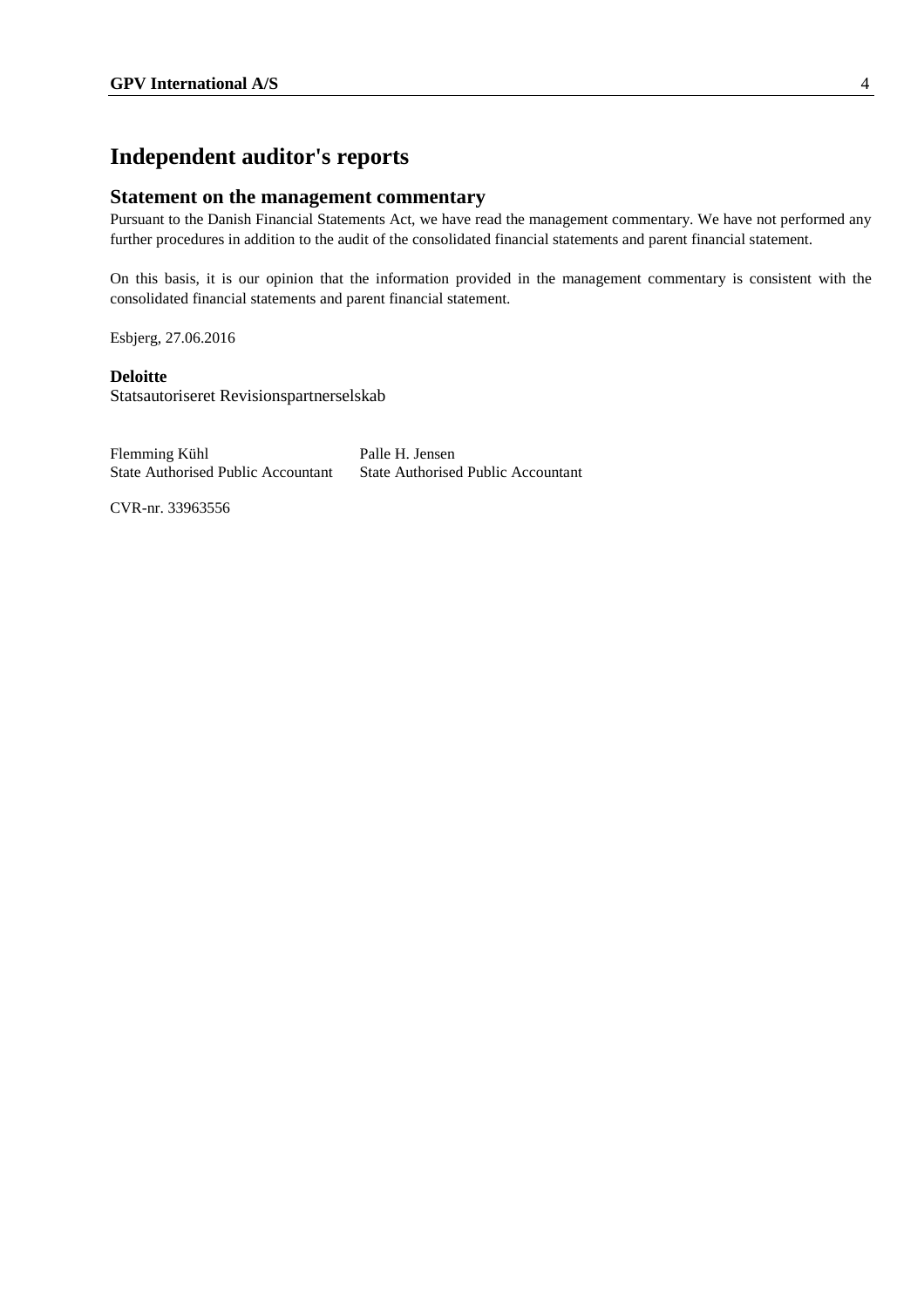# Independent auditor's reports

## Statement on the management commentary

Pursuant to the Danish Financial Statements Act, we have read the management commentary. We have not performed any further procedures in addition to the audit of the consolidated financial statements and parent financial statement.

On this basis, it is our opinion that the information provided in the management commentary is consistent with the consolidated financial statements and parent financial statement.

Esbjerg, 27.06.2016

**Deloitte**
Statsautoriseret Revisionspartnerselskab

| Flemming Kühl | Palle H. Jensen |
|---|---|
| State Authorised Public Accountant | State Authorised Public Accountant |

CVR-nr. 33963556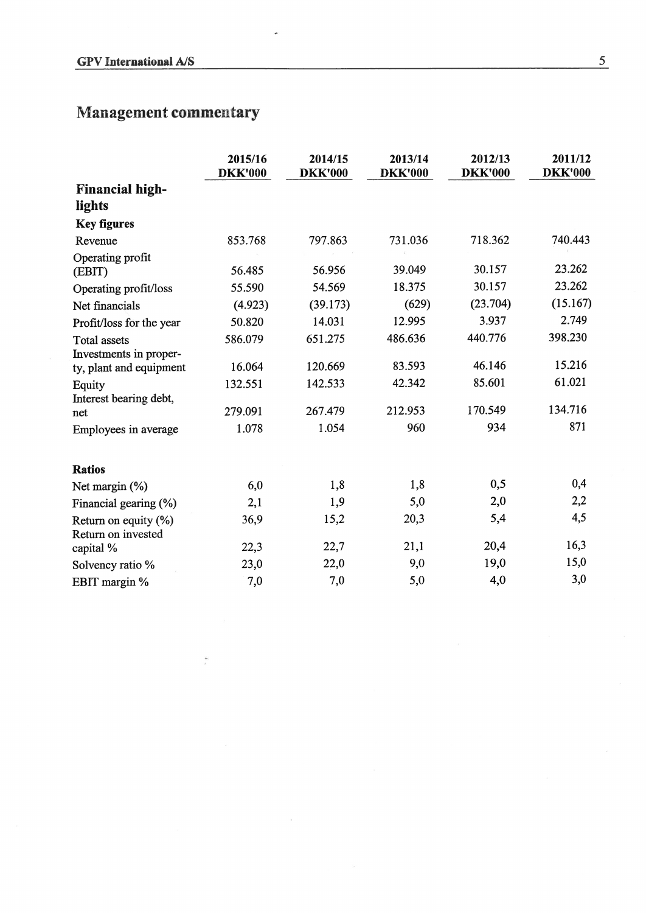# Management commentary

| | 2015/16 DKK'000 | 2014/15 DKK'000 | 2013/14 DKK'000 | 2012/13 DKK'000 | 2011/12 DKK'000 |
|---|---|---|---|---|---|
| **Financial highlights** | | | | | |
| **Key figures** | | | | | |
| Revenue | 853.768 | 797.863 | 731.036 | 718.362 | 740.443 |
| Operating profit (EBIT) | 56.485 | 56.956 | 39.049 | 30.157 | 23.262 |
| Operating profit/loss | 55.590 | 54.569 | 18.375 | 30.157 | 23.262 |
| Net financials | (4.923) | (39.173) | (629) | (23.704) | (15.167) |
| Profit/loss for the year | 50.820 | 14.031 | 12.995 | 3.937 | 2.749 |
| Total assets | 586.079 | 651.275 | 486.636 | 440.776 | 398.230 |
| Investments in property, plant and equipment | 16.064 | 120.669 | 83.593 | 46.146 | 15.216 |
| Equity | 132.551 | 142.533 | 42.342 | 85.601 | 61.021 |
| Interest bearing debt, net | 279.091 | 267.479 | 212.953 | 170.549 | 134.716 |
| Employees in average | 1.078 | 1.054 | 960 | 934 | 871 |
| **Ratios** | | | | | |
| Net margin (%) | 6,0 | 1,8 | 1,8 | 0,5 | 0,4 |
| Financial gearing (%) | 2,1 | 1,9 | 5,0 | 2,0 | 2,2 |
| Return on equity (%) | 36,9 | 15,2 | 20,3 | 5,4 | 4,5 |
| Return on invested capital % | 22,3 | 22,7 | 21,1 | 20,4 | 16,3 |
| Solvency ratio % | 23,0 | 22,0 | 9,0 | 19,0 | 15,0 |
| EBIT margin % | 7,0 | 7,0 | 5,0 | 4,0 | 3,0 |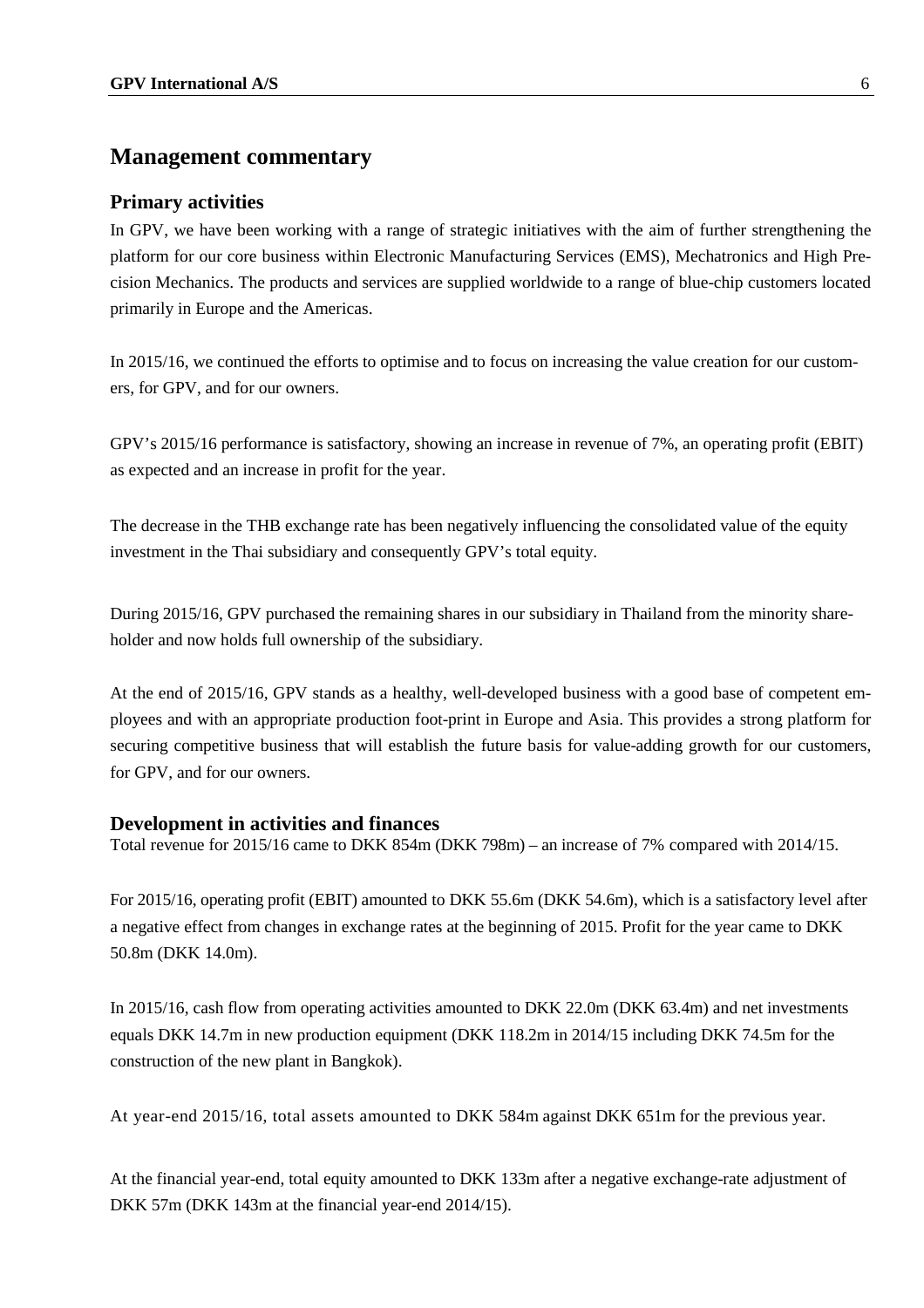# Management commentary

## Primary activities

In GPV, we have been working with a range of strategic initiatives with the aim of further strengthening the platform for our core business within Electronic Manufacturing Services (EMS), Mechatronics and High Precision Mechanics. The products and services are supplied worldwide to a range of blue-chip customers located primarily in Europe and the Americas.

In 2015/16, we continued the efforts to optimise and to focus on increasing the value creation for our customers, for GPV, and for our owners.

GPV's 2015/16 performance is satisfactory, showing an increase in revenue of 7%, an operating profit (EBIT) as expected and an increase in profit for the year.

The decrease in the THB exchange rate has been negatively influencing the consolidated value of the equity investment in the Thai subsidiary and consequently GPV's total equity.

During 2015/16, GPV purchased the remaining shares in our subsidiary in Thailand from the minority shareholder and now holds full ownership of the subsidiary.

At the end of 2015/16, GPV stands as a healthy, well-developed business with a good base of competent employees and with an appropriate production foot-print in Europe and Asia. This provides a strong platform for securing competitive business that will establish the future basis for value-adding growth for our customers, for GPV, and for our owners.

## Development in activities and finances

Total revenue for 2015/16 came to DKK 854m (DKK 798m) – an increase of 7% compared with 2014/15.

For 2015/16, operating profit (EBIT) amounted to DKK 55.6m (DKK 54.6m), which is a satisfactory level after a negative effect from changes in exchange rates at the beginning of 2015. Profit for the year came to DKK 50.8m (DKK 14.0m).

In 2015/16, cash flow from operating activities amounted to DKK 22.0m (DKK 63.4m) and net investments equals DKK 14.7m in new production equipment (DKK 118.2m in 2014/15 including DKK 74.5m for the construction of the new plant in Bangkok).

At year-end 2015/16, total assets amounted to DKK 584m against DKK 651m for the previous year.

At the financial year-end, total equity amounted to DKK 133m after a negative exchange-rate adjustment of DKK 57m (DKK 143m at the financial year-end 2014/15).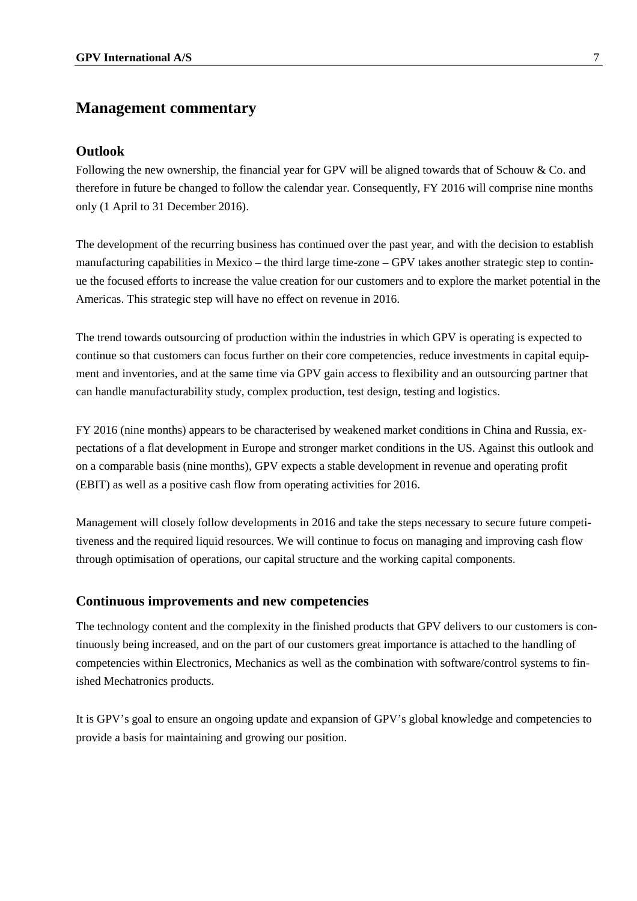# Management commentary

## Outlook

Following the new ownership, the financial year for GPV will be aligned towards that of Schouw & Co. and therefore in future be changed to follow the calendar year. Consequently, FY 2016 will comprise nine months only (1 April to 31 December 2016).

The development of the recurring business has continued over the past year, and with the decision to establish manufacturing capabilities in Mexico – the third large time-zone – GPV takes another strategic step to continue the focused efforts to increase the value creation for our customers and to explore the market potential in the Americas. This strategic step will have no effect on revenue in 2016.

The trend towards outsourcing of production within the industries in which GPV is operating is expected to continue so that customers can focus further on their core competencies, reduce investments in capital equipment and inventories, and at the same time via GPV gain access to flexibility and an outsourcing partner that can handle manufacturability study, complex production, test design, testing and logistics.

FY 2016 (nine months) appears to be characterised by weakened market conditions in China and Russia, expectations of a flat development in Europe and stronger market conditions in the US. Against this outlook and on a comparable basis (nine months), GPV expects a stable development in revenue and operating profit (EBIT) as well as a positive cash flow from operating activities for 2016.

Management will closely follow developments in 2016 and take the steps necessary to secure future competitiveness and the required liquid resources. We will continue to focus on managing and improving cash flow through optimisation of operations, our capital structure and the working capital components.

## Continuous improvements and new competencies

The technology content and the complexity in the finished products that GPV delivers to our customers is continuously being increased, and on the part of our customers great importance is attached to the handling of competencies within Electronics, Mechanics as well as the combination with software/control systems to finished Mechatronics products.

It is GPV's goal to ensure an ongoing update and expansion of GPV's global knowledge and competencies to provide a basis for maintaining and growing our position.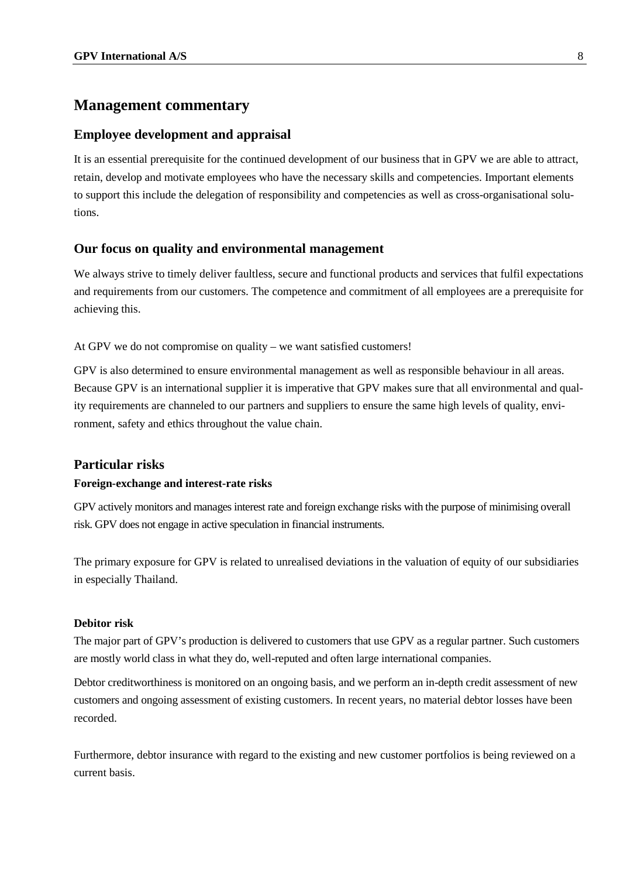# Management commentary

## Employee development and appraisal

It is an essential prerequisite for the continued development of our business that in GPV we are able to attract, retain, develop and motivate employees who have the necessary skills and competencies. Important elements to support this include the delegation of responsibility and competencies as well as cross-organisational solutions.

## Our focus on quality and environmental management

We always strive to timely deliver faultless, secure and functional products and services that fulfil expectations and requirements from our customers. The competence and commitment of all employees are a prerequisite for achieving this.

At GPV we do not compromise on quality – we want satisfied customers!

GPV is also determined to ensure environmental management as well as responsible behaviour in all areas. Because GPV is an international supplier it is imperative that GPV makes sure that all environmental and quality requirements are channeled to our partners and suppliers to ensure the same high levels of quality, environment, safety and ethics throughout the value chain.

## Particular risks

### Foreign-exchange and interest-rate risks

GPV actively monitors and manages interest rate and foreign exchange risks with the purpose of minimising overall risk. GPV does not engage in active speculation in financial instruments.

The primary exposure for GPV is related to unrealised deviations in the valuation of equity of our subsidiaries in especially Thailand.

### Debitor risk

The major part of GPV's production is delivered to customers that use GPV as a regular partner. Such customers are mostly world class in what they do, well-reputed and often large international companies.

Debtor creditworthiness is monitored on an ongoing basis, and we perform an in-depth credit assessment of new customers and ongoing assessment of existing customers. In recent years, no material debtor losses have been recorded.

Furthermore, debtor insurance with regard to the existing and new customer portfolios is being reviewed on a current basis.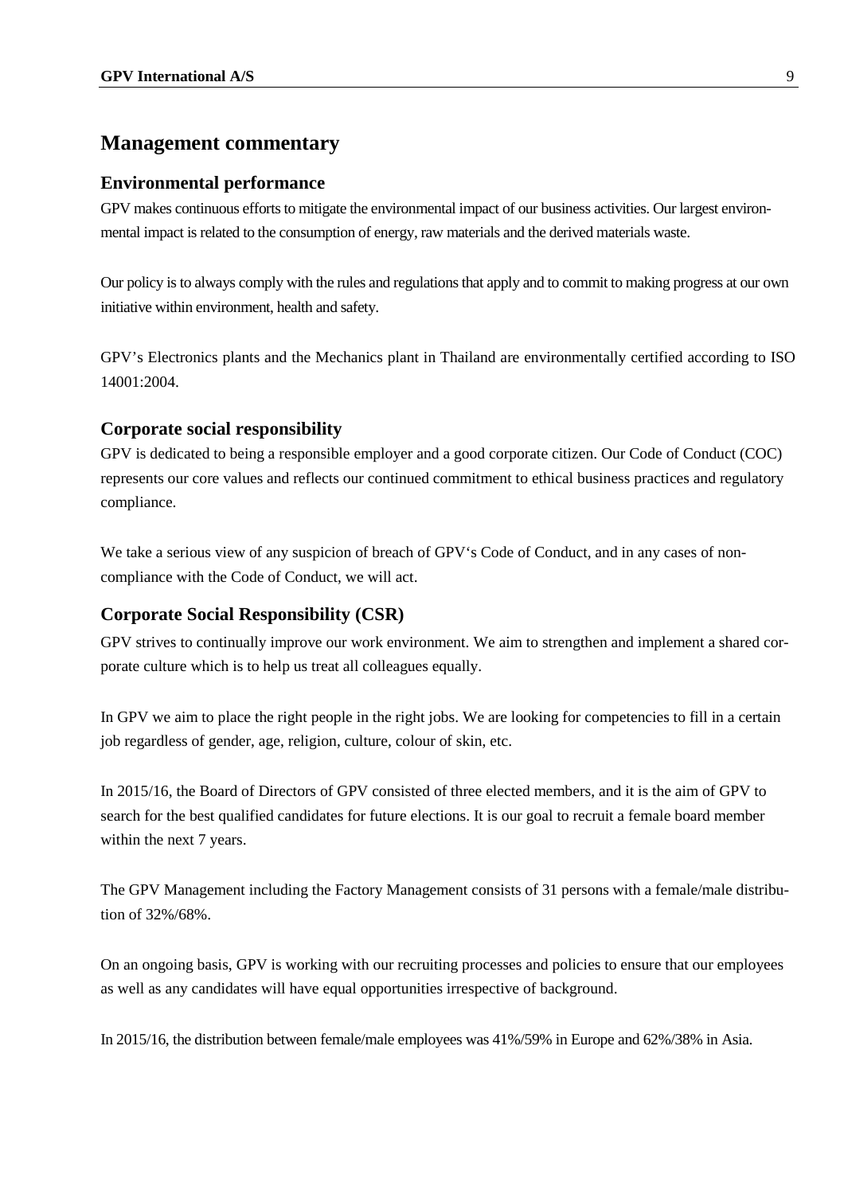# Management commentary

## Environmental performance

GPV makes continuous efforts to mitigate the environmental impact of our business activities. Our largest environmental impact is related to the consumption of energy, raw materials and the derived materials waste.

Our policy is to always comply with the rules and regulations that apply and to commit to making progress at our own initiative within environment, health and safety.

GPV's Electronics plants and the Mechanics plant in Thailand are environmentally certified according to ISO 14001:2004.

## Corporate social responsibility

GPV is dedicated to being a responsible employer and a good corporate citizen. Our Code of Conduct (COC) represents our core values and reflects our continued commitment to ethical business practices and regulatory compliance.

We take a serious view of any suspicion of breach of GPV's Code of Conduct, and in any cases of non-compliance with the Code of Conduct, we will act.

## Corporate Social Responsibility (CSR)

GPV strives to continually improve our work environment. We aim to strengthen and implement a shared corporate culture which is to help us treat all colleagues equally.

In GPV we aim to place the right people in the right jobs. We are looking for competencies to fill in a certain job regardless of gender, age, religion, culture, colour of skin, etc.

In 2015/16, the Board of Directors of GPV consisted of three elected members, and it is the aim of GPV to search for the best qualified candidates for future elections. It is our goal to recruit a female board member within the next 7 years.

The GPV Management including the Factory Management consists of 31 persons with a female/male distribution of 32%/68%.

On an ongoing basis, GPV is working with our recruiting processes and policies to ensure that our employees as well as any candidates will have equal opportunities irrespective of background.

In 2015/16, the distribution between female/male employees was 41%/59% in Europe and 62%/38% in Asia.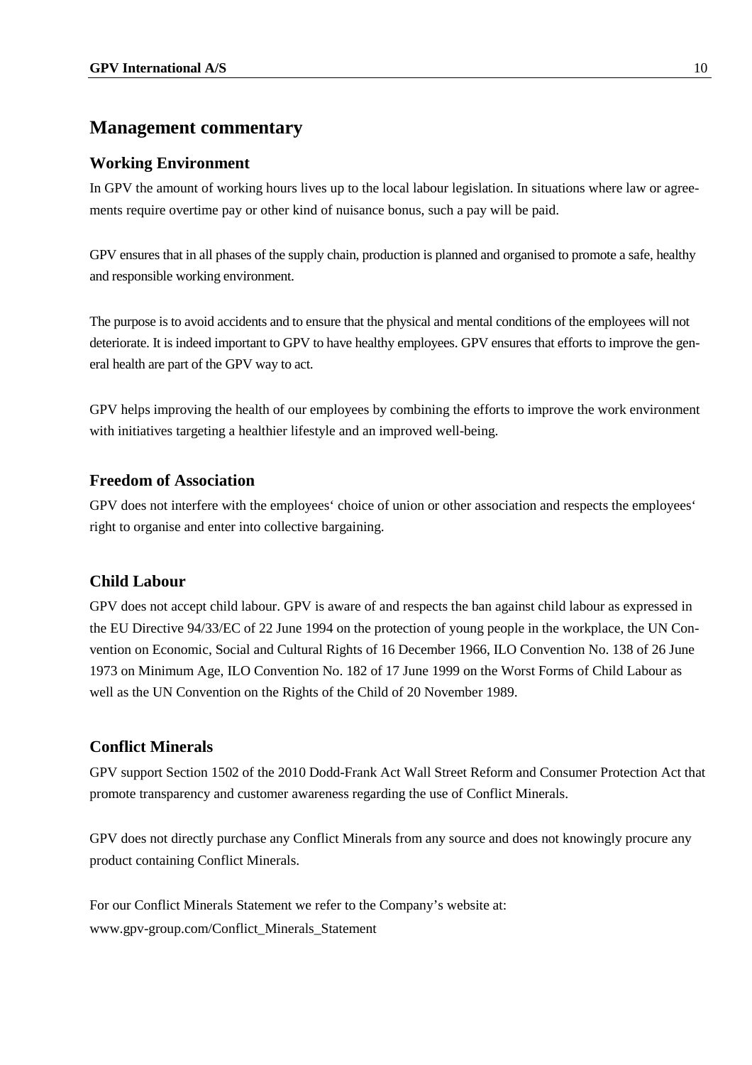# Management commentary

## Working Environment

In GPV the amount of working hours lives up to the local labour legislation. In situations where law or agreements require overtime pay or other kind of nuisance bonus, such a pay will be paid.

GPV ensures that in all phases of the supply chain, production is planned and organised to promote a safe, healthy and responsible working environment.

The purpose is to avoid accidents and to ensure that the physical and mental conditions of the employees will not deteriorate. It is indeed important to GPV to have healthy employees. GPV ensures that efforts to improve the general health are part of the GPV way to act.

GPV helps improving the health of our employees by combining the efforts to improve the work environment with initiatives targeting a healthier lifestyle and an improved well-being.

## Freedom of Association

GPV does not interfere with the employees‘ choice of union or other association and respects the employees‘ right to organise and enter into collective bargaining.

## Child Labour

GPV does not accept child labour. GPV is aware of and respects the ban against child labour as expressed in the EU Directive 94/33/EC of 22 June 1994 on the protection of young people in the workplace, the UN Convention on Economic, Social and Cultural Rights of 16 December 1966, ILO Convention No. 138 of 26 June 1973 on Minimum Age, ILO Convention No. 182 of 17 June 1999 on the Worst Forms of Child Labour as well as the UN Convention on the Rights of the Child of 20 November 1989.

## Conflict Minerals

GPV support Section 1502 of the 2010 Dodd-Frank Act Wall Street Reform and Consumer Protection Act that promote transparency and customer awareness regarding the use of Conflict Minerals.

GPV does not directly purchase any Conflict Minerals from any source and does not knowingly procure any product containing Conflict Minerals.

For our Conflict Minerals Statement we refer to the Company's website at:
www.gpv-group.com/Conflict_Minerals_Statement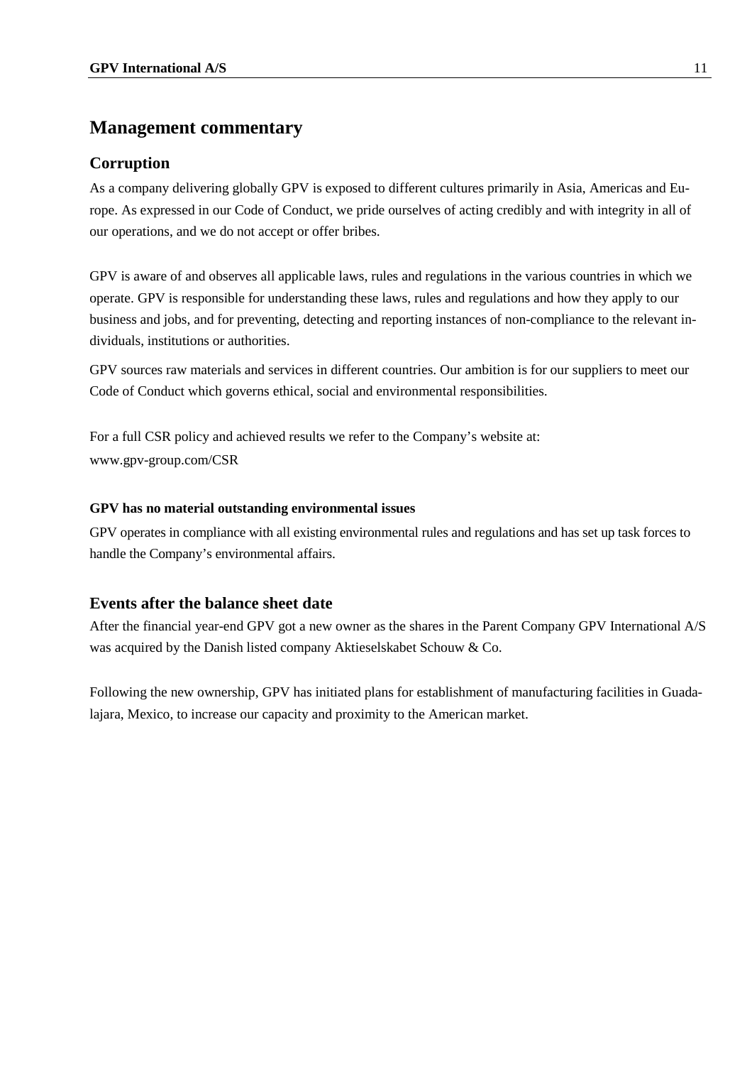# Management commentary

## Corruption

As a company delivering globally GPV is exposed to different cultures primarily in Asia, Americas and Europe. As expressed in our Code of Conduct, we pride ourselves of acting credibly and with integrity in all of our operations, and we do not accept or offer bribes.

GPV is aware of and observes all applicable laws, rules and regulations in the various countries in which we operate. GPV is responsible for understanding these laws, rules and regulations and how they apply to our business and jobs, and for preventing, detecting and reporting instances of non-compliance to the relevant individuals, institutions or authorities.

GPV sources raw materials and services in different countries. Our ambition is for our suppliers to meet our Code of Conduct which governs ethical, social and environmental responsibilities.

For a full CSR policy and achieved results we refer to the Company's website at:
www.gpv-group.com/CSR

**GPV has no material outstanding environmental issues**

GPV operates in compliance with all existing environmental rules and regulations and has set up task forces to handle the Company's environmental affairs.

## Events after the balance sheet date

After the financial year-end GPV got a new owner as the shares in the Parent Company GPV International A/S was acquired by the Danish listed company Aktieselskabet Schouw & Co.

Following the new ownership, GPV has initiated plans for establishment of manufacturing facilities in Guadalajara, Mexico, to increase our capacity and proximity to the American market.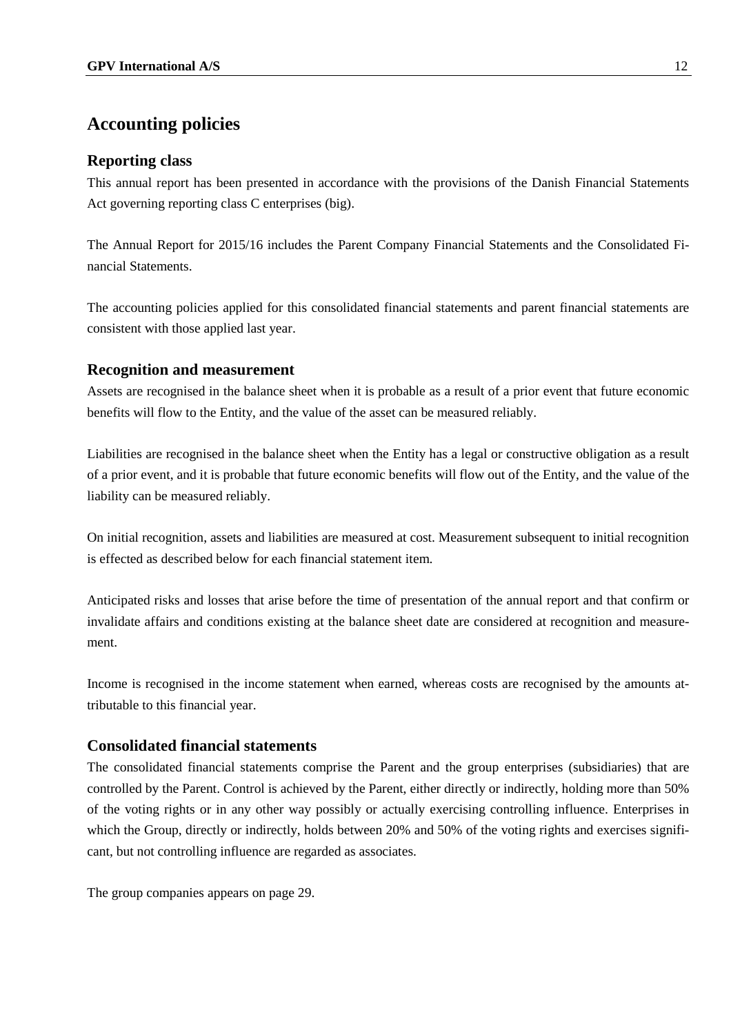# Accounting policies

## Reporting class

This annual report has been presented in accordance with the provisions of the Danish Financial Statements Act governing reporting class C enterprises (big).

The Annual Report for 2015/16 includes the Parent Company Financial Statements and the Consolidated Financial Statements.

The accounting policies applied for this consolidated financial statements and parent financial statements are consistent with those applied last year.

## Recognition and measurement

Assets are recognised in the balance sheet when it is probable as a result of a prior event that future economic benefits will flow to the Entity, and the value of the asset can be measured reliably.

Liabilities are recognised in the balance sheet when the Entity has a legal or constructive obligation as a result of a prior event, and it is probable that future economic benefits will flow out of the Entity, and the value of the liability can be measured reliably.

On initial recognition, assets and liabilities are measured at cost. Measurement subsequent to initial recognition is effected as described below for each financial statement item.

Anticipated risks and losses that arise before the time of presentation of the annual report and that confirm or invalidate affairs and conditions existing at the balance sheet date are considered at recognition and measurement.

Income is recognised in the income statement when earned, whereas costs are recognised by the amounts attributable to this financial year.

## Consolidated financial statements

The consolidated financial statements comprise the Parent and the group enterprises (subsidiaries) that are controlled by the Parent. Control is achieved by the Parent, either directly or indirectly, holding more than 50% of the voting rights or in any other way possibly or actually exercising controlling influence. Enterprises in which the Group, directly or indirectly, holds between 20% and 50% of the voting rights and exercises significant, but not controlling influence are regarded as associates.

The group companies appears on page 29.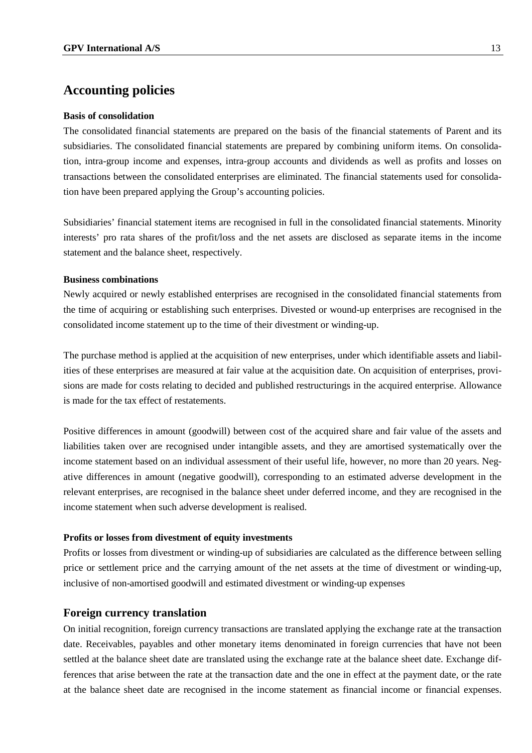## Accounting policies

**Basis of consolidation**

The consolidated financial statements are prepared on the basis of the financial statements of Parent and its subsidiaries. The consolidated financial statements are prepared by combining uniform items. On consolidation, intra-group income and expenses, intra-group accounts and dividends as well as profits and losses on transactions between the consolidated enterprises are eliminated. The financial statements used for consolidation have been prepared applying the Group's accounting policies.

Subsidiaries' financial statement items are recognised in full in the consolidated financial statements. Minority interests' pro rata shares of the profit/loss and the net assets are disclosed as separate items in the income statement and the balance sheet, respectively.

**Business combinations**

Newly acquired or newly established enterprises are recognised in the consolidated financial statements from the time of acquiring or establishing such enterprises. Divested or wound-up enterprises are recognised in the consolidated income statement up to the time of their divestment or winding-up.

The purchase method is applied at the acquisition of new enterprises, under which identifiable assets and liabilities of these enterprises are measured at fair value at the acquisition date. On acquisition of enterprises, provisions are made for costs relating to decided and published restructurings in the acquired enterprise. Allowance is made for the tax effect of restatements.

Positive differences in amount (goodwill) between cost of the acquired share and fair value of the assets and liabilities taken over are recognised under intangible assets, and they are amortised systematically over the income statement based on an individual assessment of their useful life, however, no more than 20 years. Negative differences in amount (negative goodwill), corresponding to an estimated adverse development in the relevant enterprises, are recognised in the balance sheet under deferred income, and they are recognised in the income statement when such adverse development is realised.

**Profits or losses from divestment of equity investments**

Profits or losses from divestment or winding-up of subsidiaries are calculated as the difference between selling price or settlement price and the carrying amount of the net assets at the time of divestment or winding-up, inclusive of non-amortised goodwill and estimated divestment or winding-up expenses

### Foreign currency translation

On initial recognition, foreign currency transactions are translated applying the exchange rate at the transaction date. Receivables, payables and other monetary items denominated in foreign currencies that have not been settled at the balance sheet date are translated using the exchange rate at the balance sheet date. Exchange differences that arise between the rate at the transaction date and the one in effect at the payment date, or the rate at the balance sheet date are recognised in the income statement as financial income or financial expenses.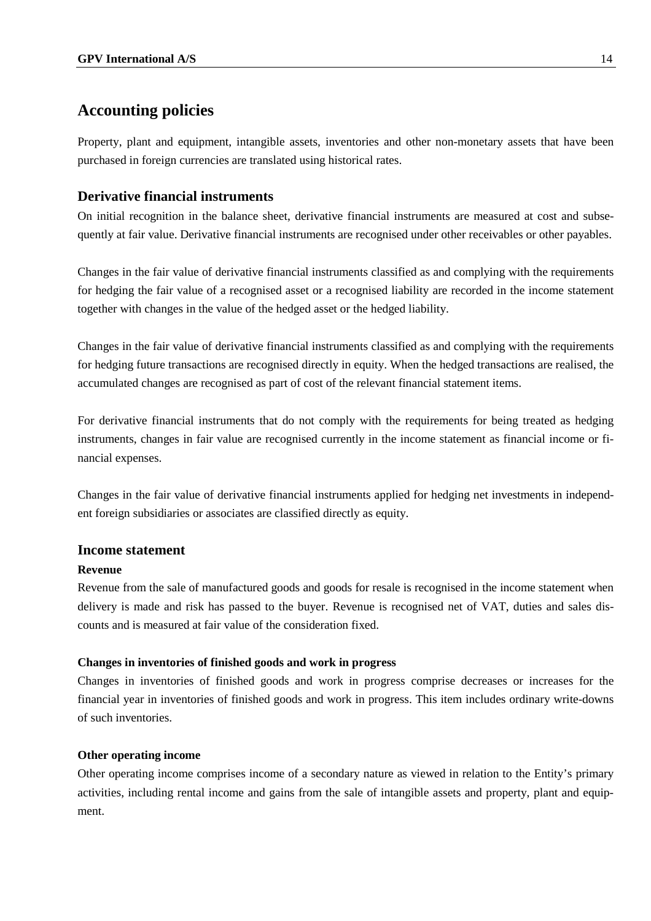# Accounting policies

Property, plant and equipment, intangible assets, inventories and other non-monetary assets that have been purchased in foreign currencies are translated using historical rates.

## Derivative financial instruments

On initial recognition in the balance sheet, derivative financial instruments are measured at cost and subsequently at fair value. Derivative financial instruments are recognised under other receivables or other payables.

Changes in the fair value of derivative financial instruments classified as and complying with the requirements for hedging the fair value of a recognised asset or a recognised liability are recorded in the income statement together with changes in the value of the hedged asset or the hedged liability.

Changes in the fair value of derivative financial instruments classified as and complying with the requirements for hedging future transactions are recognised directly in equity. When the hedged transactions are realised, the accumulated changes are recognised as part of cost of the relevant financial statement items.

For derivative financial instruments that do not comply with the requirements for being treated as hedging instruments, changes in fair value are recognised currently in the income statement as financial income or financial expenses.

Changes in the fair value of derivative financial instruments applied for hedging net investments in independent foreign subsidiaries or associates are classified directly as equity.

## Income statement

**Revenue**

Revenue from the sale of manufactured goods and goods for resale is recognised in the income statement when delivery is made and risk has passed to the buyer. Revenue is recognised net of VAT, duties and sales discounts and is measured at fair value of the consideration fixed.

**Changes in inventories of finished goods and work in progress**

Changes in inventories of finished goods and work in progress comprise decreases or increases for the financial year in inventories of finished goods and work in progress. This item includes ordinary write-downs of such inventories.

**Other operating income**

Other operating income comprises income of a secondary nature as viewed in relation to the Entity's primary activities, including rental income and gains from the sale of intangible assets and property, plant and equipment.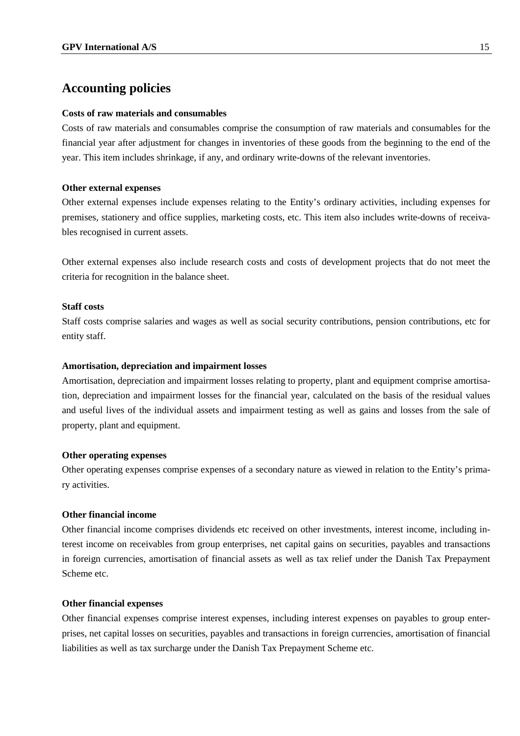# Accounting policies

**Costs of raw materials and consumables**

Costs of raw materials and consumables comprise the consumption of raw materials and consumables for the financial year after adjustment for changes in inventories of these goods from the beginning to the end of the year. This item includes shrinkage, if any, and ordinary write-downs of the relevant inventories.

**Other external expenses**

Other external expenses include expenses relating to the Entity's ordinary activities, including expenses for premises, stationery and office supplies, marketing costs, etc. This item also includes write-downs of receivables recognised in current assets.

Other external expenses also include research costs and costs of development projects that do not meet the criteria for recognition in the balance sheet.

**Staff costs**

Staff costs comprise salaries and wages as well as social security contributions, pension contributions, etc for entity staff.

**Amortisation, depreciation and impairment losses**

Amortisation, depreciation and impairment losses relating to property, plant and equipment comprise amortisation, depreciation and impairment losses for the financial year, calculated on the basis of the residual values and useful lives of the individual assets and impairment testing as well as gains and losses from the sale of property, plant and equipment.

**Other operating expenses**

Other operating expenses comprise expenses of a secondary nature as viewed in relation to the Entity's primary activities.

**Other financial income**

Other financial income comprises dividends etc received on other investments, interest income, including interest income on receivables from group enterprises, net capital gains on securities, payables and transactions in foreign currencies, amortisation of financial assets as well as tax relief under the Danish Tax Prepayment Scheme etc.

**Other financial expenses**

Other financial expenses comprise interest expenses, including interest expenses on payables to group enterprises, net capital losses on securities, payables and transactions in foreign currencies, amortisation of financial liabilities as well as tax surcharge under the Danish Tax Prepayment Scheme etc.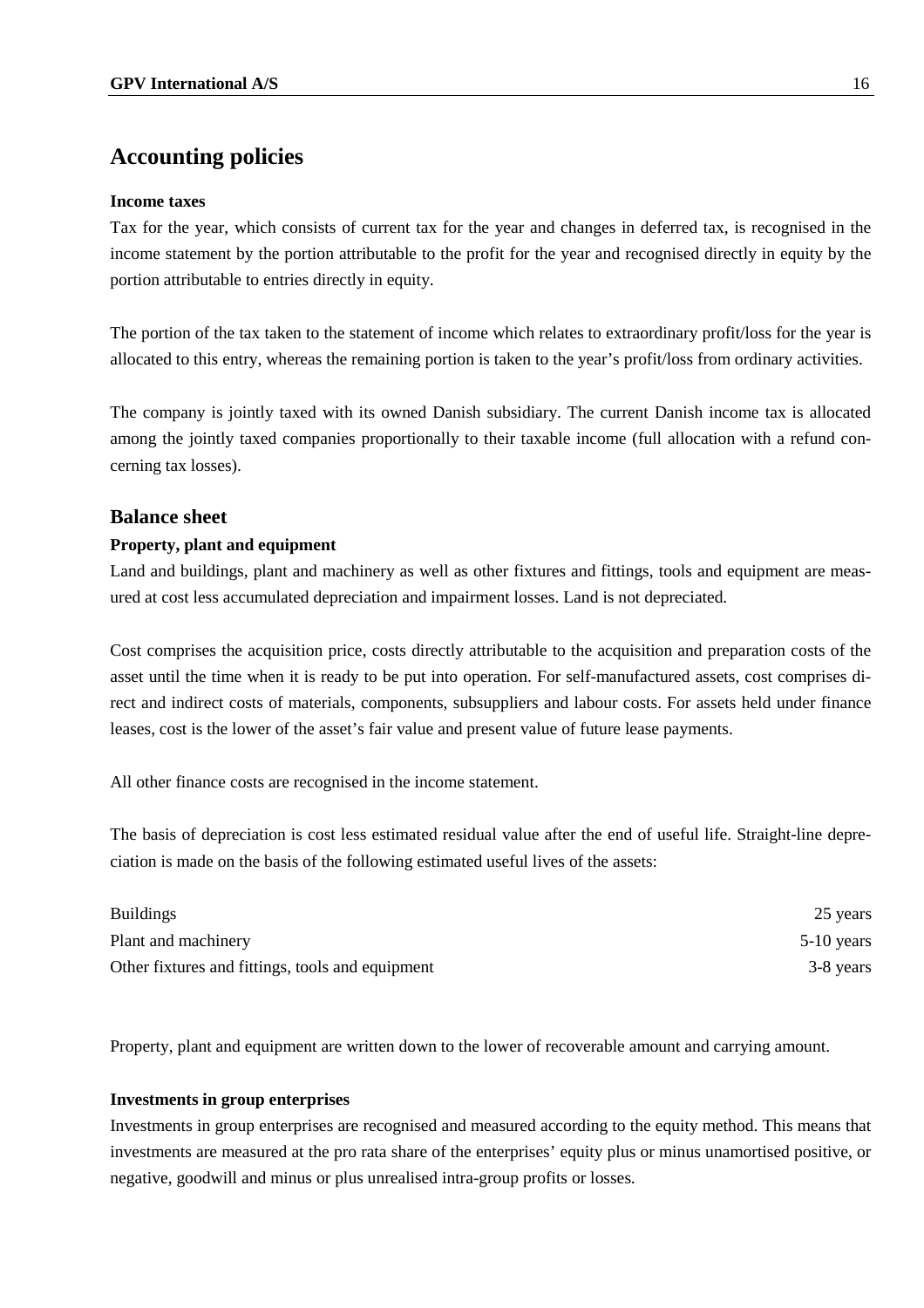# Accounting policies

**Income taxes**

Tax for the year, which consists of current tax for the year and changes in deferred tax, is recognised in the income statement by the portion attributable to the profit for the year and recognised directly in equity by the portion attributable to entries directly in equity.

The portion of the tax taken to the statement of income which relates to extraordinary profit/loss for the year is allocated to this entry, whereas the remaining portion is taken to the year's profit/loss from ordinary activities.

The company is jointly taxed with its owned Danish subsidiary. The current Danish income tax is allocated among the jointly taxed companies proportionally to their taxable income (full allocation with a refund concerning tax losses).

## Balance sheet

**Property, plant and equipment**

Land and buildings, plant and machinery as well as other fixtures and fittings, tools and equipment are measured at cost less accumulated depreciation and impairment losses. Land is not depreciated.

Cost comprises the acquisition price, costs directly attributable to the acquisition and preparation costs of the asset until the time when it is ready to be put into operation. For self-manufactured assets, cost comprises direct and indirect costs of materials, components, subsuppliers and labour costs. For assets held under finance leases, cost is the lower of the asset's fair value and present value of future lease payments.

All other finance costs are recognised in the income statement.

The basis of depreciation is cost less estimated residual value after the end of useful life. Straight-line depreciation is made on the basis of the following estimated useful lives of the assets:

| | |
|---|---|
| Buildings | 25 years |
| Plant and machinery | 5-10 years |
| Other fixtures and fittings, tools and equipment | 3-8 years |

Property, plant and equipment are written down to the lower of recoverable amount and carrying amount.

**Investments in group enterprises**

Investments in group enterprises are recognised and measured according to the equity method. This means that investments are measured at the pro rata share of the enterprises' equity plus or minus unamortised positive, or negative, goodwill and minus or plus unrealised intra-group profits or losses.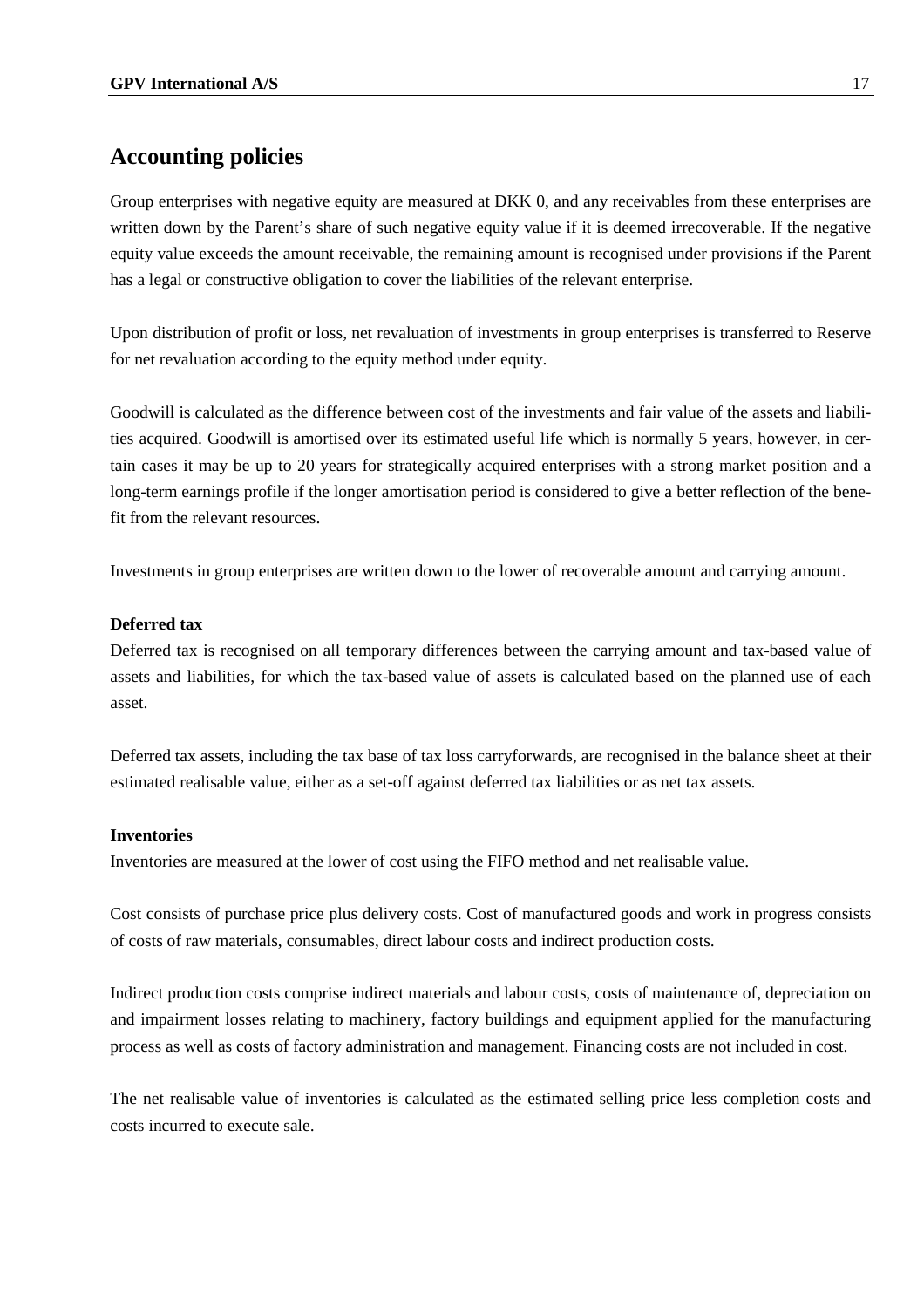# Accounting policies

Group enterprises with negative equity are measured at DKK 0, and any receivables from these enterprises are written down by the Parent's share of such negative equity value if it is deemed irrecoverable. If the negative equity value exceeds the amount receivable, the remaining amount is recognised under provisions if the Parent has a legal or constructive obligation to cover the liabilities of the relevant enterprise.

Upon distribution of profit or loss, net revaluation of investments in group enterprises is transferred to Reserve for net revaluation according to the equity method under equity.

Goodwill is calculated as the difference between cost of the investments and fair value of the assets and liabilities acquired. Goodwill is amortised over its estimated useful life which is normally 5 years, however, in certain cases it may be up to 20 years for strategically acquired enterprises with a strong market position and a long-term earnings profile if the longer amortisation period is considered to give a better reflection of the benefit from the relevant resources.

Investments in group enterprises are written down to the lower of recoverable amount and carrying amount.

**Deferred tax**

Deferred tax is recognised on all temporary differences between the carrying amount and tax-based value of assets and liabilities, for which the tax-based value of assets is calculated based on the planned use of each asset.

Deferred tax assets, including the tax base of tax loss carryforwards, are recognised in the balance sheet at their estimated realisable value, either as a set-off against deferred tax liabilities or as net tax assets.

**Inventories**

Inventories are measured at the lower of cost using the FIFO method and net realisable value.

Cost consists of purchase price plus delivery costs. Cost of manufactured goods and work in progress consists of costs of raw materials, consumables, direct labour costs and indirect production costs.

Indirect production costs comprise indirect materials and labour costs, costs of maintenance of, depreciation on and impairment losses relating to machinery, factory buildings and equipment applied for the manufacturing process as well as costs of factory administration and management. Financing costs are not included in cost.

The net realisable value of inventories is calculated as the estimated selling price less completion costs and costs incurred to execute sale.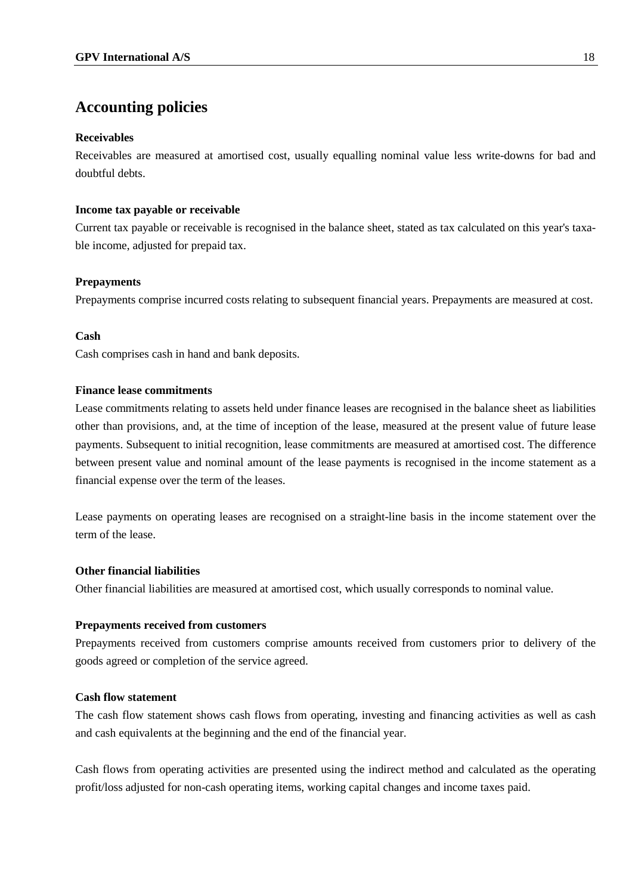## Accounting policies

### Receivables

Receivables are measured at amortised cost, usually equalling nominal value less write-downs for bad and doubtful debts.

### Income tax payable or receivable

Current tax payable or receivable is recognised in the balance sheet, stated as tax calculated on this year's taxable income, adjusted for prepaid tax.

### Prepayments

Prepayments comprise incurred costs relating to subsequent financial years. Prepayments are measured at cost.

### Cash

Cash comprises cash in hand and bank deposits.

### Finance lease commitments

Lease commitments relating to assets held under finance leases are recognised in the balance sheet as liabilities other than provisions, and, at the time of inception of the lease, measured at the present value of future lease payments. Subsequent to initial recognition, lease commitments are measured at amortised cost. The difference between present value and nominal amount of the lease payments is recognised in the income statement as a financial expense over the term of the leases.

Lease payments on operating leases are recognised on a straight-line basis in the income statement over the term of the lease.

### Other financial liabilities

Other financial liabilities are measured at amortised cost, which usually corresponds to nominal value.

### Prepayments received from customers

Prepayments received from customers comprise amounts received from customers prior to delivery of the goods agreed or completion of the service agreed.

### Cash flow statement

The cash flow statement shows cash flows from operating, investing and financing activities as well as cash and cash equivalents at the beginning and the end of the financial year.

Cash flows from operating activities are presented using the indirect method and calculated as the operating profit/loss adjusted for non-cash operating items, working capital changes and income taxes paid.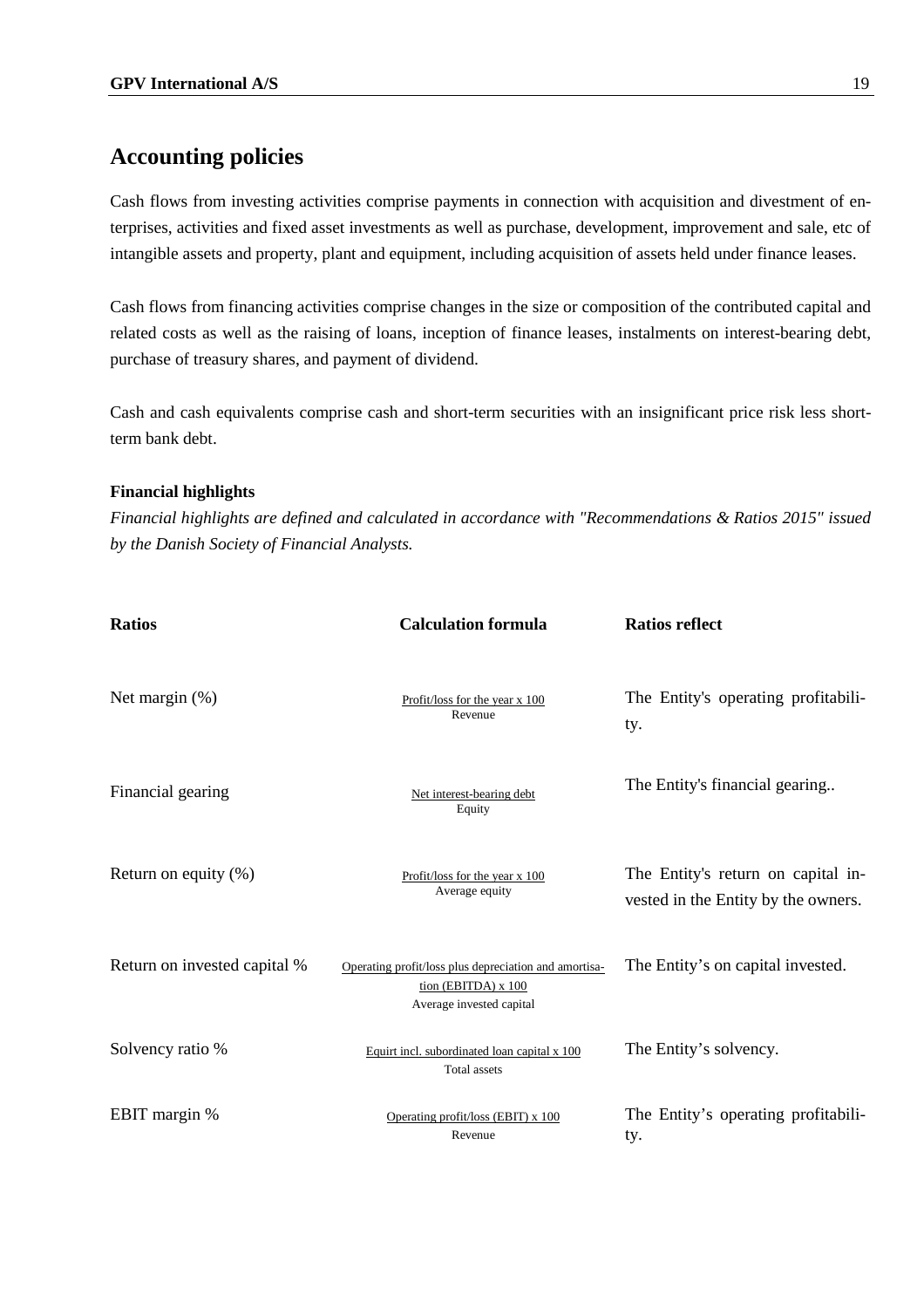## Accounting policies

Cash flows from investing activities comprise payments in connection with acquisition and divestment of enterprises, activities and fixed asset investments as well as purchase, development, improvement and sale, etc of intangible assets and property, plant and equipment, including acquisition of assets held under finance leases.

Cash flows from financing activities comprise changes in the size or composition of the contributed capital and related costs as well as the raising of loans, inception of finance leases, instalments on interest-bearing debt, purchase of treasury shares, and payment of dividend.

Cash and cash equivalents comprise cash and short-term securities with an insignificant price risk less short-term bank debt.

**Financial highlights**

*Financial highlights are defined and calculated in accordance with "Recommendations & Ratios 2015" issued by the Danish Society of Financial Analysts.*

| Ratios | Calculation formula | Ratios reflect |
|---|---|---|
| Net margin (%) | $\frac{\text{Profit/loss for the year x 100}}{\text{Revenue}}$ | The Entity's operating profitability. |
| Financial gearing | $\frac{\text{Net interest-bearing debt}}{\text{Equity}}$ | The Entity's financial gearing.. |
| Return on equity (%) | $\frac{\text{Profit/loss for the year x 100}}{\text{Average equity}}$ | The Entity's return on capital invested in the Entity by the owners. |
| Return on invested capital % | $\frac{\text{Operating profit/loss plus depreciation and amortisation (EBITDA) x 100}}{\text{Average invested capital}}$ | The Entity's on capital invested. |
| Solvency ratio % | $\frac{\text{Equirt incl. subordinated loan capital x 100}}{\text{Total assets}}$ | The Entity's solvency. |
| EBIT margin % | $\frac{\text{Operating profit/loss (EBIT) x 100}}{\text{Revenue}}$ | The Entity's operating profitability. |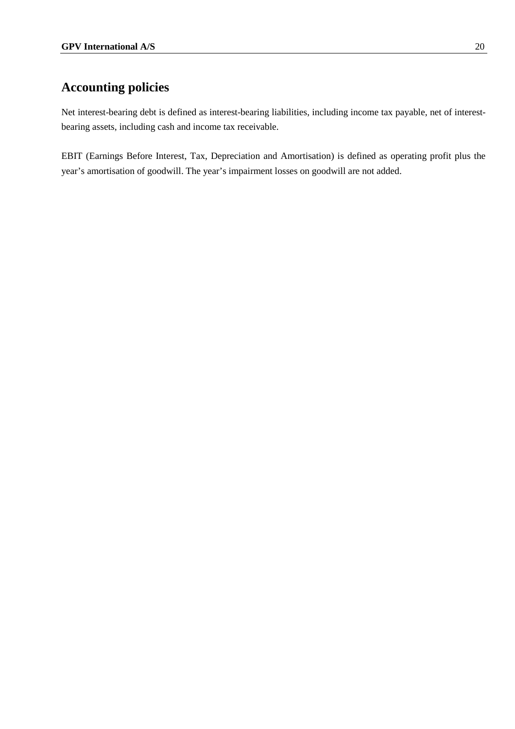# Accounting policies

Net interest-bearing debt is defined as interest-bearing liabilities, including income tax payable, net of interest-bearing assets, including cash and income tax receivable.

EBIT (Earnings Before Interest, Tax, Depreciation and Amortisation) is defined as operating profit plus the year's amortisation of goodwill. The year's impairment losses on goodwill are not added.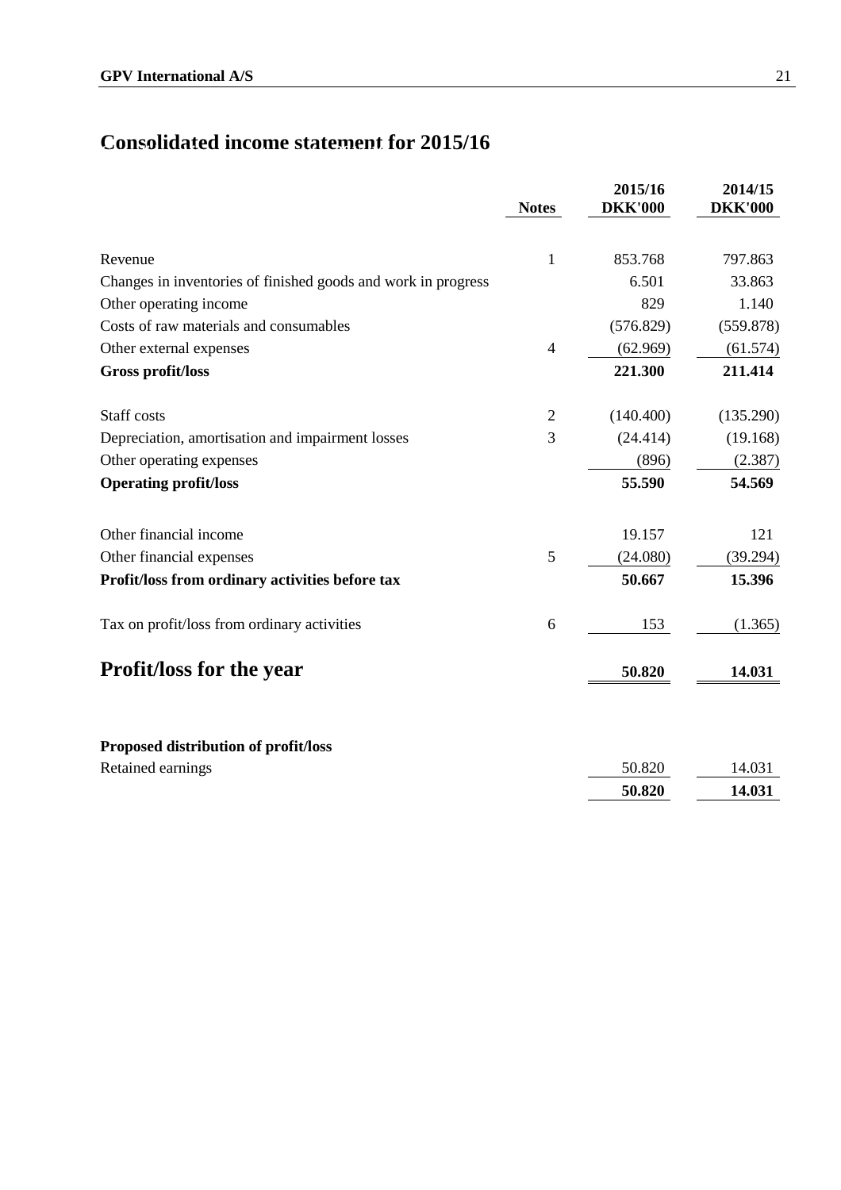# Consolidated income statement for 2015/16

| | Notes | 2015/16 DKK'000 | 2014/15 DKK'000 |
|---|---|---|---|
| Revenue | 1 | 853.768 | 797.863 |
| Changes in inventories of finished goods and work in progress | | 6.501 | 33.863 |
| Other operating income | | 829 | 1.140 |
| Costs of raw materials and consumables | | (576.829) | (559.878) |
| Other external expenses | 4 | (62.969) | (61.574) |
| **Gross profit/loss** | | **221.300** | **211.414** |
| Staff costs | 2 | (140.400) | (135.290) |
| Depreciation, amortisation and impairment losses | 3 | (24.414) | (19.168) |
| Other operating expenses | | (896) | (2.387) |
| **Operating profit/loss** | | **55.590** | **54.569** |
| Other financial income | | 19.157 | 121 |
| Other financial expenses | 5 | (24.080) | (39.294) |
| **Profit/loss from ordinary activities before tax** | | **50.667** | **15.396** |
| Tax on profit/loss from ordinary activities | 6 | 153 | (1.365) |
| **Profit/loss for the year** | | **50.820** | **14.031** |

| | | 2015/16 DKK'000 | 2014/15 DKK'000 |
|---|---|---|---|
| **Proposed distribution of profit/loss** | | | |
| Retained earnings | | 50.820 | 14.031 |
| | | **50.820** | **14.031** |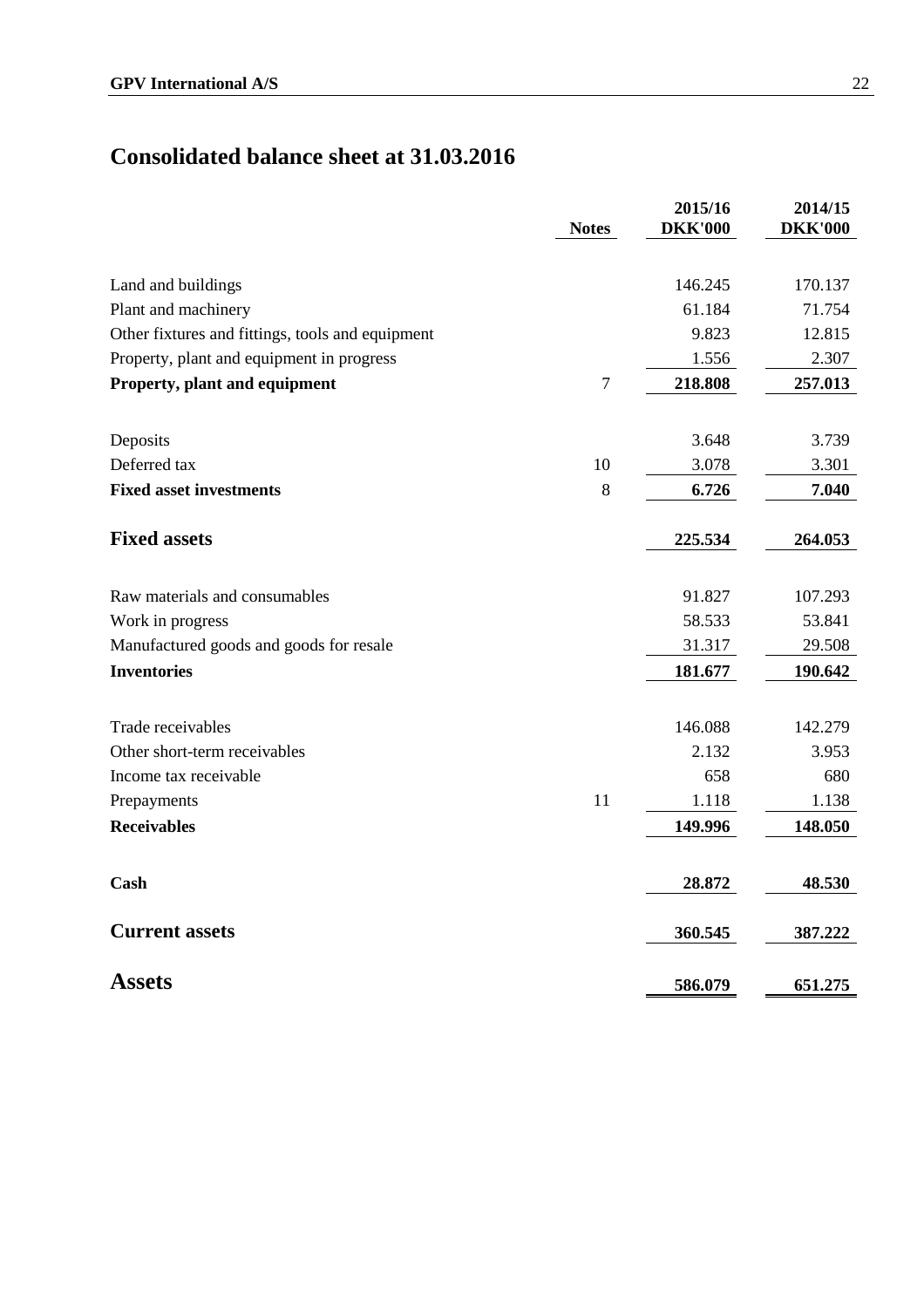# Consolidated balance sheet at 31.03.2016

| | Notes | 2015/16 DKK'000 | 2014/15 DKK'000 |
|---|---|---|---|
| Land and buildings | | 146.245 | 170.137 |
| Plant and machinery | | 61.184 | 71.754 |
| Other fixtures and fittings, tools and equipment | | 9.823 | 12.815 |
| Property, plant and equipment in progress | | 1.556 | 2.307 |
| **Property, plant and equipment** | 7 | **218.808** | **257.013** |
| | | | |
| Deposits | | 3.648 | 3.739 |
| Deferred tax | 10 | 3.078 | 3.301 |
| **Fixed asset investments** | 8 | **6.726** | **7.040** |
| | | | |
| **Fixed assets** | | **225.534** | **264.053** |
| | | | |
| Raw materials and consumables | | 91.827 | 107.293 |
| Work in progress | | 58.533 | 53.841 |
| Manufactured goods and goods for resale | | 31.317 | 29.508 |
| **Inventories** | | **181.677** | **190.642** |
| | | | |
| Trade receivables | | 146.088 | 142.279 |
| Other short-term receivables | | 2.132 | 3.953 |
| Income tax receivable | | 658 | 680 |
| Prepayments | 11 | 1.118 | 1.138 |
| **Receivables** | | **149.996** | **148.050** |
| | | | |
| **Cash** | | **28.872** | **48.530** |
| | | | |
| **Current assets** | | **360.545** | **387.222** |
| | | | |
| **Assets** | | **586.079** | **651.275** |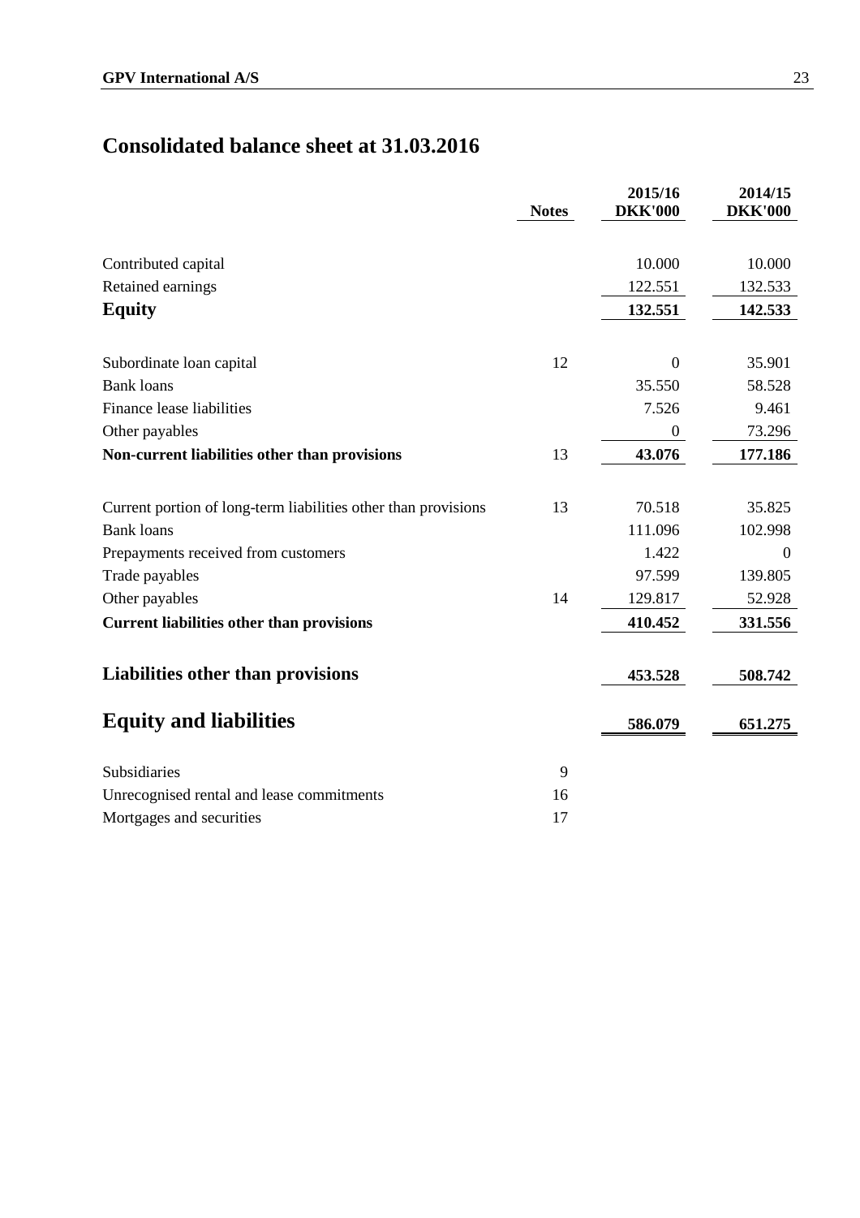# Consolidated balance sheet at 31.03.2016

| | Notes | 2015/16 DKK'000 | 2014/15 DKK'000 |
|---|---|---|---|
| Contributed capital | | 10.000 | 10.000 |
| Retained earnings | | 122.551 | 132.533 |
| **Equity** | | **132.551** | **142.533** |
| | | | |
| Subordinate loan capital | 12 | 0 | 35.901 |
| Bank loans | | 35.550 | 58.528 |
| Finance lease liabilities | | 7.526 | 9.461 |
| Other payables | | 0 | 73.296 |
| **Non-current liabilities other than provisions** | 13 | **43.076** | **177.186** |
| | | | |
| Current portion of long-term liabilities other than provisions | 13 | 70.518 | 35.825 |
| Bank loans | | 111.096 | 102.998 |
| Prepayments received from customers | | 1.422 | 0 |
| Trade payables | | 97.599 | 139.805 |
| Other payables | 14 | 129.817 | 52.928 |
| **Current liabilities other than provisions** | | **410.452** | **331.556** |
| | | | |
| **Liabilities other than provisions** | | **453.528** | **508.742** |
| | | | |
| **Equity and liabilities** | | **586.079** | **651.275** |
| | | | |
| Subsidiaries | 9 | | |
| Unrecognised rental and lease commitments | 16 | | |
| Mortgages and securities | 17 | | |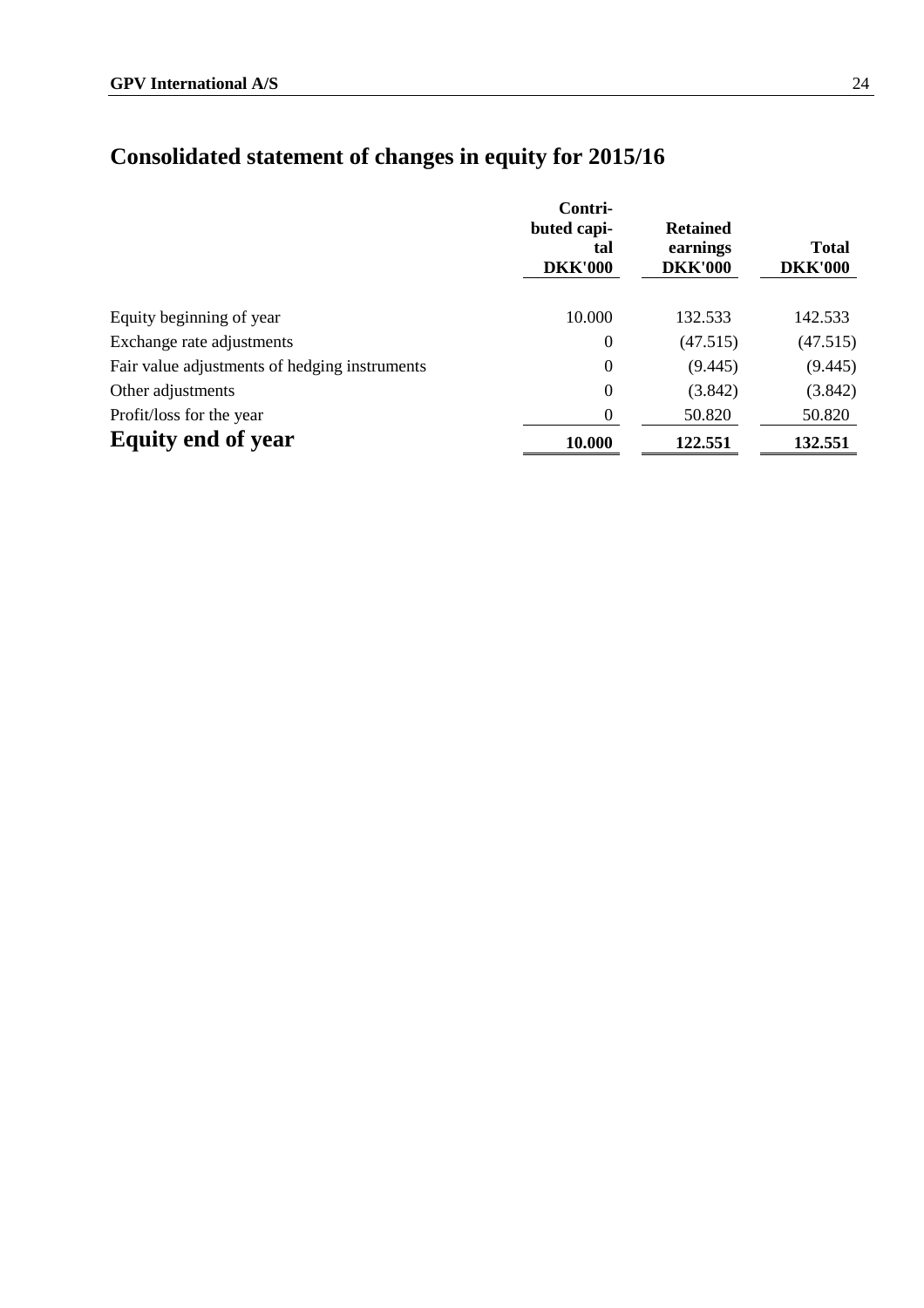# Consolidated statement of changes in equity for 2015/16

| | Contri-buted capi-tal DKK'000 | Retained earnings DKK'000 | Total DKK'000 |
|---|---|---|---|
| Equity beginning of year | 10.000 | 132.533 | 142.533 |
| Exchange rate adjustments | 0 | (47.515) | (47.515) |
| Fair value adjustments of hedging instruments | 0 | (9.445) | (9.445) |
| Other adjustments | 0 | (3.842) | (3.842) |
| Profit/loss for the year | 0 | 50.820 | 50.820 |
| **Equity end of year** | **10.000** | **122.551** | **132.551** |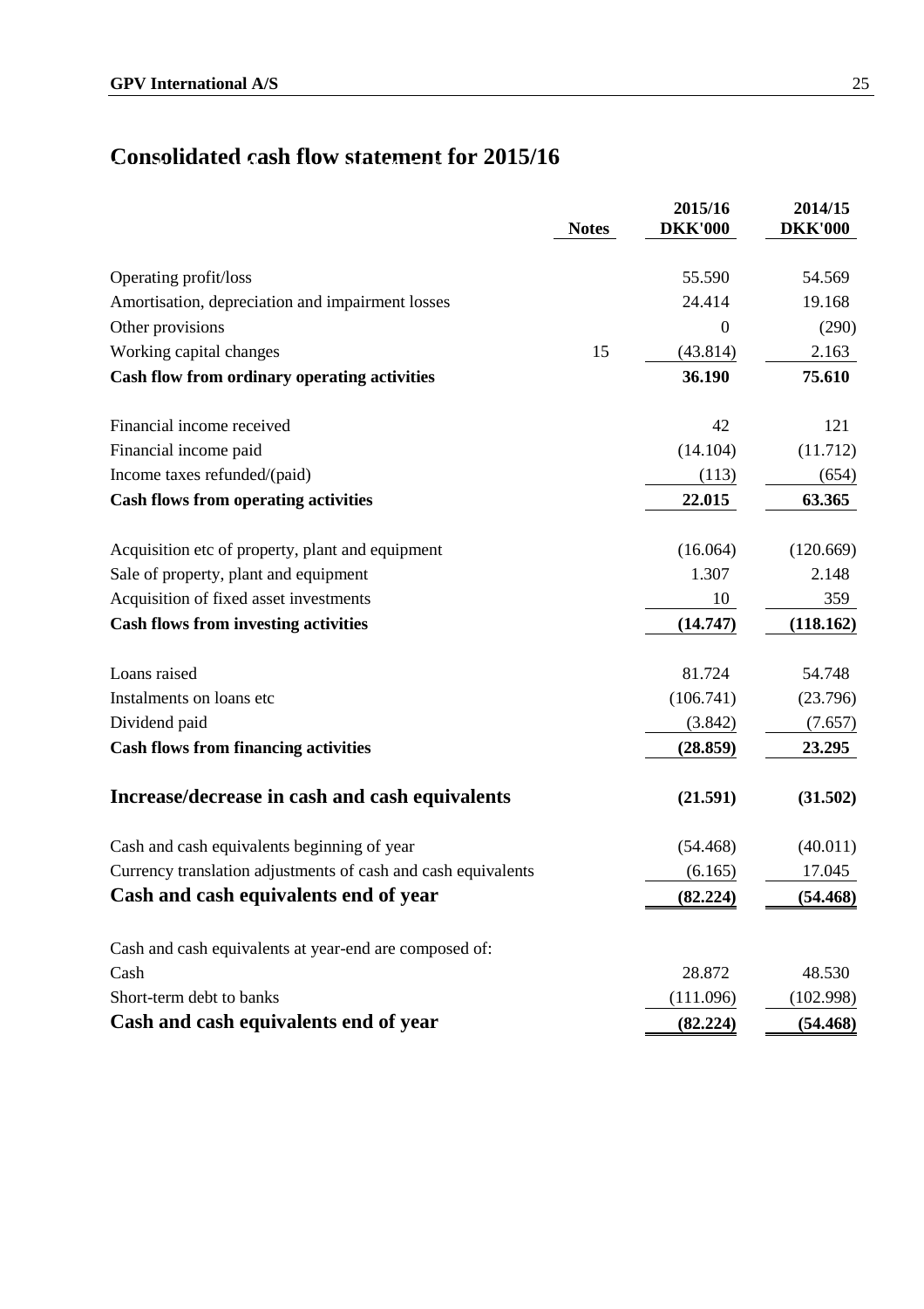# Consolidated cash flow statement for 2015/16

| | Notes | 2015/16 DKK'000 | 2014/15 DKK'000 |
|---|---|---|---|
| Operating profit/loss | | 55.590 | 54.569 |
| Amortisation, depreciation and impairment losses | | 24.414 | 19.168 |
| Other provisions | | 0 | (290) |
| Working capital changes | 15 | (43.814) | 2.163 |
| **Cash flow from ordinary operating activities** | | **36.190** | **75.610** |
| Financial income received | | 42 | 121 |
| Financial income paid | | (14.104) | (11.712) |
| Income taxes refunded/(paid) | | (113) | (654) |
| **Cash flows from operating activities** | | **22.015** | **63.365** |
| Acquisition etc of property, plant and equipment | | (16.064) | (120.669) |
| Sale of property, plant and equipment | | 1.307 | 2.148 |
| Acquisition of fixed asset investments | | 10 | 359 |
| **Cash flows from investing activities** | | **(14.747)** | **(118.162)** |
| Loans raised | | 81.724 | 54.748 |
| Instalments on loans etc | | (106.741) | (23.796) |
| Dividend paid | | (3.842) | (7.657) |
| **Cash flows from financing activities** | | **(28.859)** | **23.295** |
| **Increase/decrease in cash and cash equivalents** | | **(21.591)** | **(31.502)** |
| Cash and cash equivalents beginning of year | | (54.468) | (40.011) |
| Currency translation adjustments of cash and cash equivalents | | (6.165) | 17.045 |
| **Cash and cash equivalents end of year** | | **(82.224)** | **(54.468)** |
| Cash and cash equivalents at year-end are composed of: | | | |
| Cash | | 28.872 | 48.530 |
| Short-term debt to banks | | (111.096) | (102.998) |
| **Cash and cash equivalents end of year** | | **(82.224)** | **(54.468)** |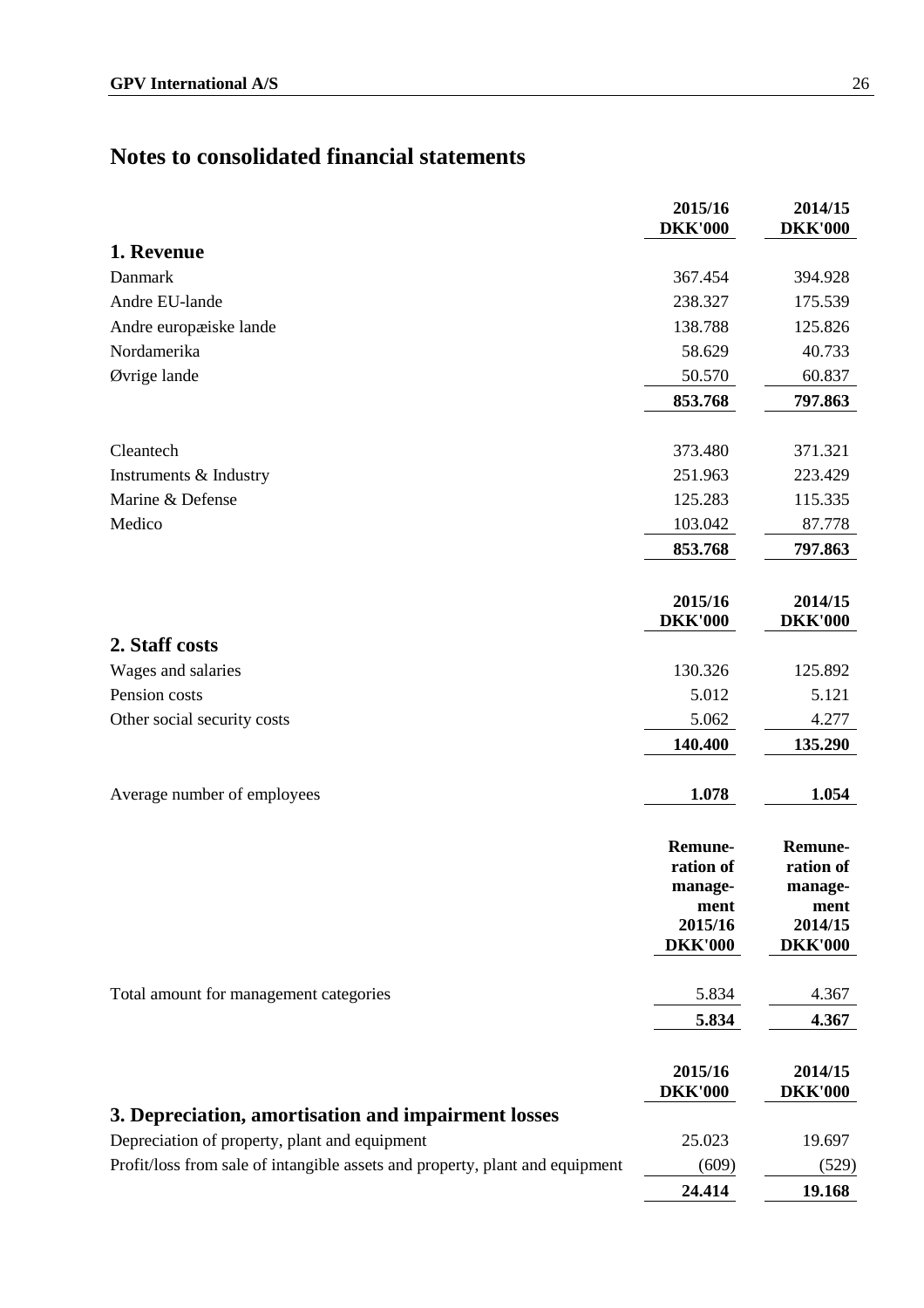# Notes to consolidated financial statements

## 1. Revenue

| | 2015/16<br>DKK'000 | 2014/15<br>DKK'000 |
|---|---|---|
| Danmark | 367.454 | 394.928 |
| Andre EU-lande | 238.327 | 175.539 |
| Andre europæiske lande | 138.788 | 125.826 |
| Nordamerika | 58.629 | 40.733 |
| Øvrige lande | 50.570 | 60.837 |
| | **853.768** | **797.863** |
| | | |
| Cleantech | 373.480 | 371.321 |
| Instruments & Industry | 251.963 | 223.429 |
| Marine & Defense | 125.283 | 115.335 |
| Medico | 103.042 | 87.778 |
| | **853.768** | **797.863** |

## 2. Staff costs

| | 2015/16<br>DKK'000 | 2014/15<br>DKK'000 |
|---|---|---|
| Wages and salaries | 130.326 | 125.892 |
| Pension costs | 5.012 | 5.121 |
| Other social security costs | 5.062 | 4.277 |
| | **140.400** | **135.290** |
| | | |
| Average number of employees | **1.078** | **1.054** |

| | Remune-ration of manage-ment<br>2015/16<br>DKK'000 | Remune-ration of manage-ment<br>2014/15<br>DKK'000 |
|---|---|---|
| Total amount for management categories | 5.834 | 4.367 |
| | **5.834** | **4.367** |

## 3. Depreciation, amortisation and impairment losses

| | 2015/16<br>DKK'000 | 2014/15<br>DKK'000 |
|---|---|---|
| Depreciation of property, plant and equipment | 25.023 | 19.697 |
| Profit/loss from sale of intangible assets and property, plant and equipment | (609) | (529) |
| | **24.414** | **19.168** |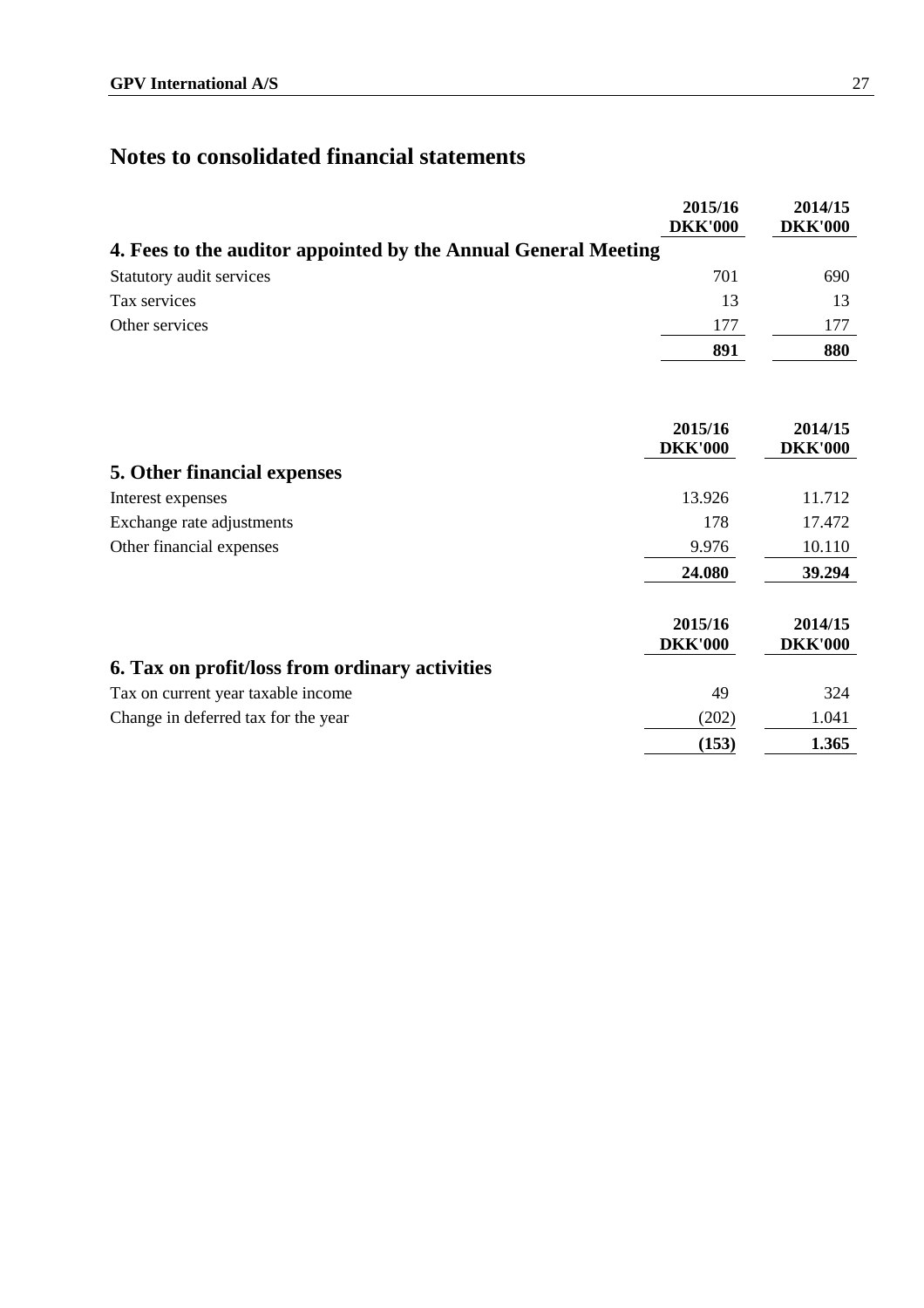# Notes to consolidated financial statements

## 4. Fees to the auditor appointed by the Annual General Meeting

| | 2015/16 DKK'000 | 2014/15 DKK'000 |
|---|---|---|
| Statutory audit services | 701 | 690 |
| Tax services | 13 | 13 |
| Other services | 177 | 177 |
| | **891** | **880** |

## 5. Other financial expenses

| | 2015/16 DKK'000 | 2014/15 DKK'000 |
|---|---|---|
| Interest expenses | 13.926 | 11.712 |
| Exchange rate adjustments | 178 | 17.472 |
| Other financial expenses | 9.976 | 10.110 |
| | **24.080** | **39.294** |

## 6. Tax on profit/loss from ordinary activities

| | 2015/16 DKK'000 | 2014/15 DKK'000 |
|---|---|---|
| Tax on current year taxable income | 49 | 324 |
| Change in deferred tax for the year | (202) | 1.041 |
| | **(153)** | **1.365** |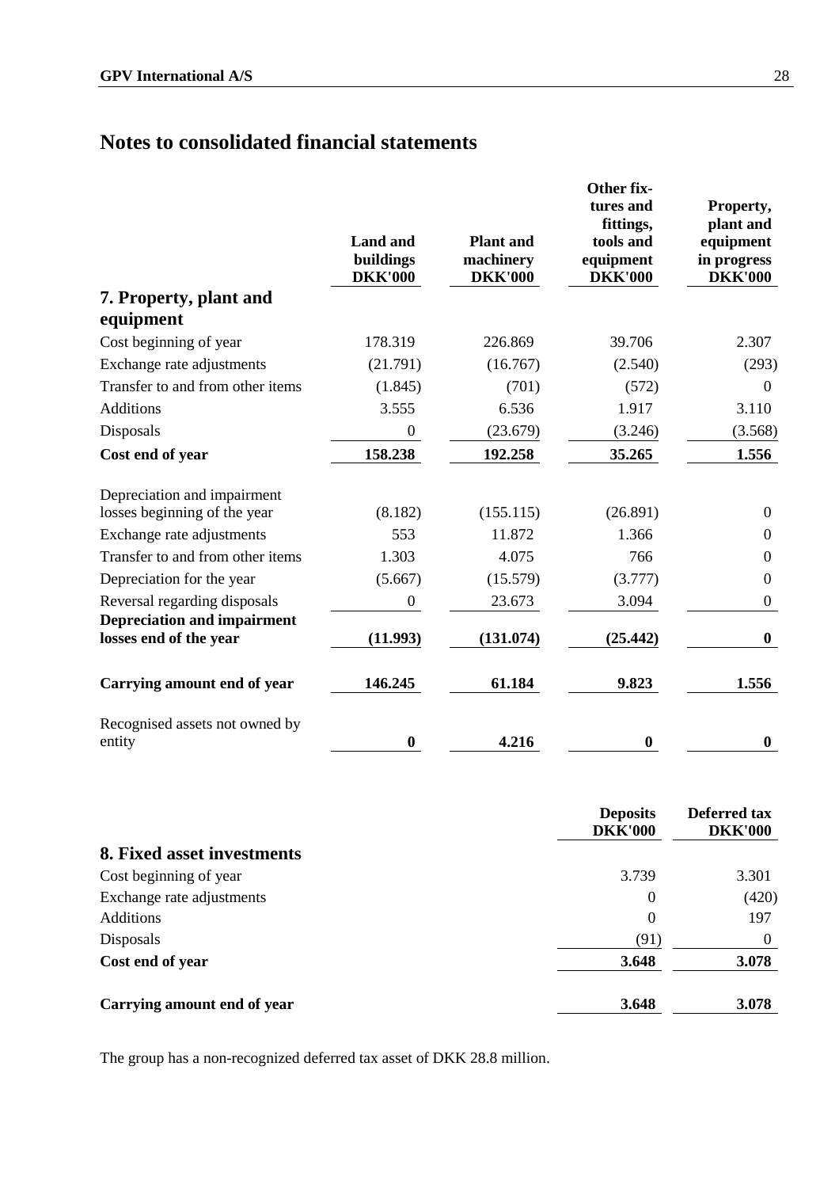# Notes to consolidated financial statements

## 7. Property, plant and equipment

| | Land and buildings DKK'000 | Plant and machinery DKK'000 | Other fixtures and fittings, tools and equipment DKK'000 | Property, plant and equipment in progress DKK'000 |
|---|---|---|---|---|
| Cost beginning of year | 178.319 | 226.869 | 39.706 | 2.307 |
| Exchange rate adjustments | (21.791) | (16.767) | (2.540) | (293) |
| Transfer to and from other items | (1.845) | (701) | (572) | 0 |
| Additions | 3.555 | 6.536 | 1.917 | 3.110 |
| Disposals | 0 | (23.679) | (3.246) | (3.568) |
| **Cost end of year** | **158.238** | **192.258** | **35.265** | **1.556** |
| Depreciation and impairment losses beginning of the year | (8.182) | (155.115) | (26.891) | 0 |
| Exchange rate adjustments | 553 | 11.872 | 1.366 | 0 |
| Transfer to and from other items | 1.303 | 4.075 | 766 | 0 |
| Depreciation for the year | (5.667) | (15.579) | (3.777) | 0 |
| Reversal regarding disposals | 0 | 23.673 | 3.094 | 0 |
| **Depreciation and impairment losses end of the year** | **(11.993)** | **(131.074)** | **(25.442)** | **0** |
| **Carrying amount end of year** | **146.245** | **61.184** | **9.823** | **1.556** |
| Recognised assets not owned by entity | **0** | **4.216** | **0** | **0** |

## 8. Fixed asset investments

| | Deposits DKK'000 | Deferred tax DKK'000 |
|---|---|---|
| Cost beginning of year | 3.739 | 3.301 |
| Exchange rate adjustments | 0 | (420) |
| Additions | 0 | 197 |
| Disposals | (91) | 0 |
| **Cost end of year** | **3.648** | **3.078** |
| **Carrying amount end of year** | **3.648** | **3.078** |

The group has a non-recognized deferred tax asset of DKK 28.8 million.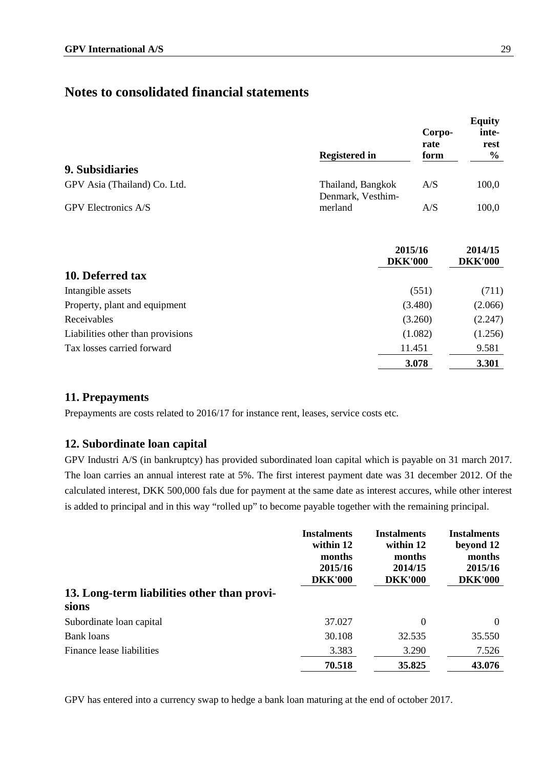# Notes to consolidated financial statements

| 9. Subsidiaries | Registered in | Corporate form | Equity interest % |
|---|---|---|---|
| GPV Asia (Thailand) Co. Ltd. | Thailand, Bangkok | A/S | 100,0 |
| GPV Electronics A/S | Denmark, Vesthimmerland | A/S | 100,0 |

| 10. Deferred tax | 2015/16 DKK'000 | 2014/15 DKK'000 |
|---|---|---|
| Intangible assets | (551) | (711) |
| Property, plant and equipment | (3.480) | (2.066) |
| Receivables | (3.260) | (2.247) |
| Liabilities other than provisions | (1.082) | (1.256) |
| Tax losses carried forward | 11.451 | 9.581 |
| | **3.078** | **3.301** |

## 11. Prepayments

Prepayments are costs related to 2016/17 for instance rent, leases, service costs etc.

## 12. Subordinate loan capital

GPV Industri A/S (in bankruptcy) has provided subordinated loan capital which is payable on 31 march 2017. The loan carries an annual interest rate at 5%. The first interest payment date was 31 december 2012. Of the calculated interest, DKK 500,000 fals due for payment at the same date as interest accures, while other interest is added to principal and in this way "rolled up" to become payable together with the remaining principal.

| 13. Long-term liabilities other than provisions | Instalments within 12 months 2015/16 DKK'000 | Instalments within 12 months 2014/15 DKK'000 | Instalments beyond 12 months 2015/16 DKK'000 |
|---|---|---|---|
| Subordinate loan capital | 37.027 | 0 | 0 |
| Bank loans | 30.108 | 32.535 | 35.550 |
| Finance lease liabilities | 3.383 | 3.290 | 7.526 |
| | **70.518** | **35.825** | **43.076** |

GPV has entered into a currency swap to hedge a bank loan maturing at the end of october 2017.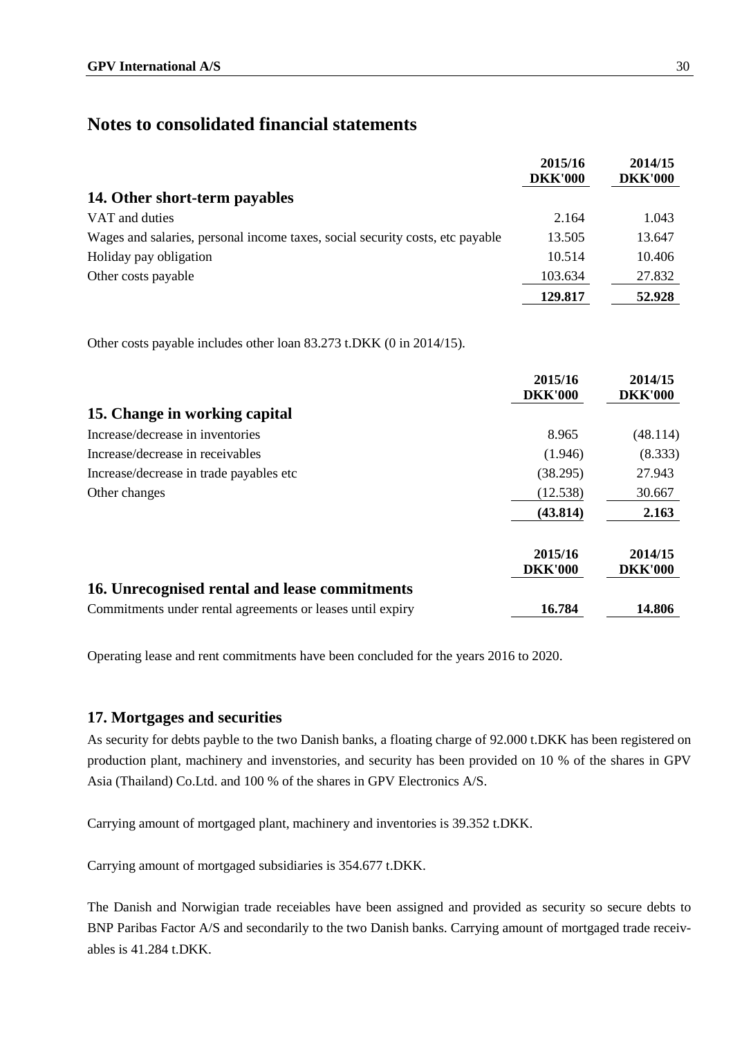# Notes to consolidated financial statements

| | 2015/16 DKK'000 | 2014/15 DKK'000 |
|---|---|---|
| **14. Other short-term payables** | | |
| VAT and duties | 2.164 | 1.043 |
| Wages and salaries, personal income taxes, social security costs, etc payable | 13.505 | 13.647 |
| Holiday pay obligation | 10.514 | 10.406 |
| Other costs payable | 103.634 | 27.832 |
| | **129.817** | **52.928** |

Other costs payable includes other loan 83.273 t.DKK (0 in 2014/15).

| | 2015/16 DKK'000 | 2014/15 DKK'000 |
|---|---|---|
| **15. Change in working capital** | | |
| Increase/decrease in inventories | 8.965 | (48.114) |
| Increase/decrease in receivables | (1.946) | (8.333) |
| Increase/decrease in trade payables etc | (38.295) | 27.943 |
| Other changes | (12.538) | 30.667 |
| | **(43.814)** | **2.163** |

| | 2015/16 DKK'000 | 2014/15 DKK'000 |
|---|---|---|
| **16. Unrecognised rental and lease commitments** | | |
| Commitments under rental agreements or leases until expiry | **16.784** | **14.806** |

Operating lease and rent commitments have been concluded for the years 2016 to 2020.

## 17. Mortgages and securities

As security for debts payble to the two Danish banks, a floating charge of 92.000 t.DKK has been registered on production plant, machinery and invenstories, and security has been provided on 10 % of the shares in GPV Asia (Thailand) Co.Ltd. and 100 % of the shares in GPV Electronics A/S.

Carrying amount of mortgaged plant, machinery and inventories is 39.352 t.DKK.

Carrying amount of mortgaged subsidiaries is 354.677 t.DKK.

The Danish and Norwigian trade receiables have been assigned and provided as security so secure debts to BNP Paribas Factor A/S and secondarily to the two Danish banks. Carrying amount of mortgaged trade receivables is 41.284 t.DKK.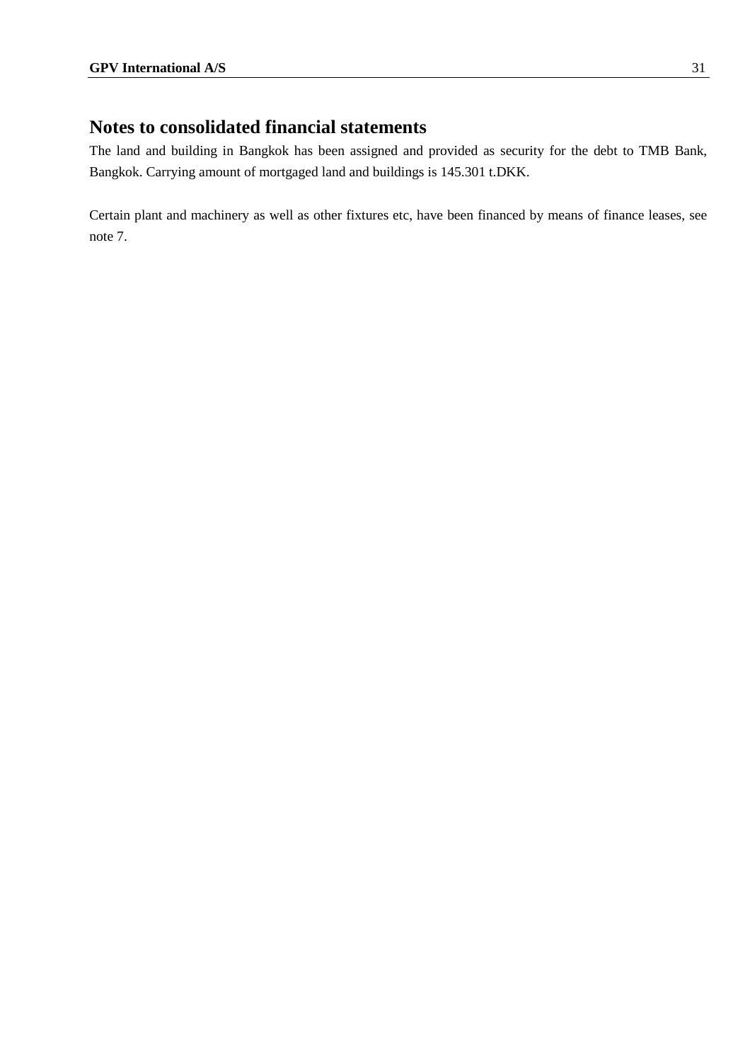# Notes to consolidated financial statements

The land and building in Bangkok has been assigned and provided as security for the debt to TMB Bank, Bangkok. Carrying amount of mortgaged land and buildings is 145.301 t.DKK.

Certain plant and machinery as well as other fixtures etc, have been financed by means of finance leases, see note 7.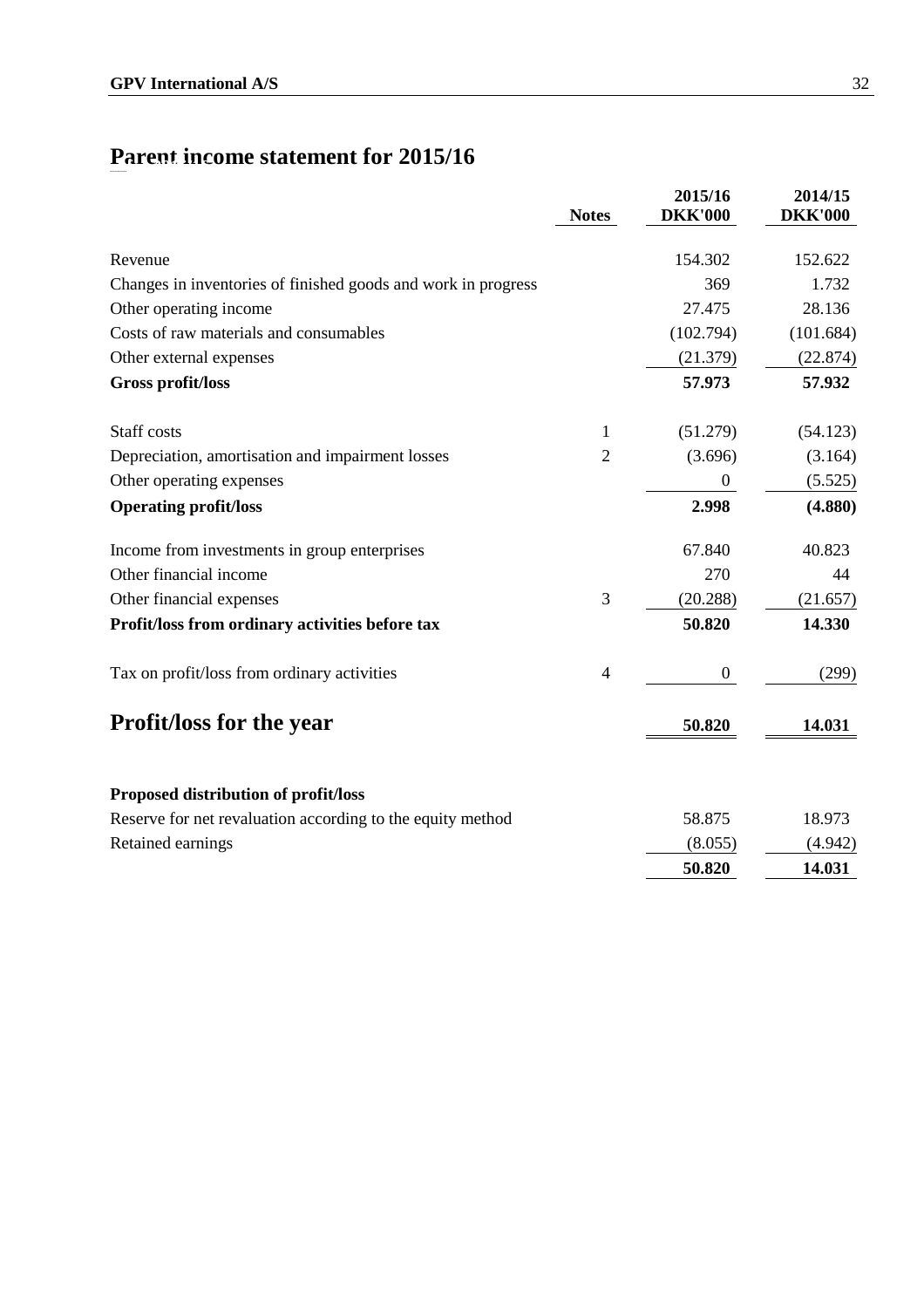# Parent income statement for 2015/16

| | Notes | 2015/16 DKK'000 | 2014/15 DKK'000 |
|---|---|---|---|
| Revenue | | 154.302 | 152.622 |
| Changes in inventories of finished goods and work in progress | | 369 | 1.732 |
| Other operating income | | 27.475 | 28.136 |
| Costs of raw materials and consumables | | (102.794) | (101.684) |
| Other external expenses | | (21.379) | (22.874) |
| **Gross profit/loss** | | **57.973** | **57.932** |
| Staff costs | 1 | (51.279) | (54.123) |
| Depreciation, amortisation and impairment losses | 2 | (3.696) | (3.164) |
| Other operating expenses | | 0 | (5.525) |
| **Operating profit/loss** | | **2.998** | **(4.880)** |
| Income from investments in group enterprises | | 67.840 | 40.823 |
| Other financial income | | 270 | 44 |
| Other financial expenses | 3 | (20.288) | (21.657) |
| **Profit/loss from ordinary activities before tax** | | **50.820** | **14.330** |
| Tax on profit/loss from ordinary activities | 4 | 0 | (299) |
| **Profit/loss for the year** | | **50.820** | **14.031** |

| | | | |
|---|---|---|---|
| **Proposed distribution of profit/loss** | | | |
| Reserve for net revaluation according to the equity method | | 58.875 | 18.973 |
| Retained earnings | | (8.055) | (4.942) |
| | | **50.820** | **14.031** |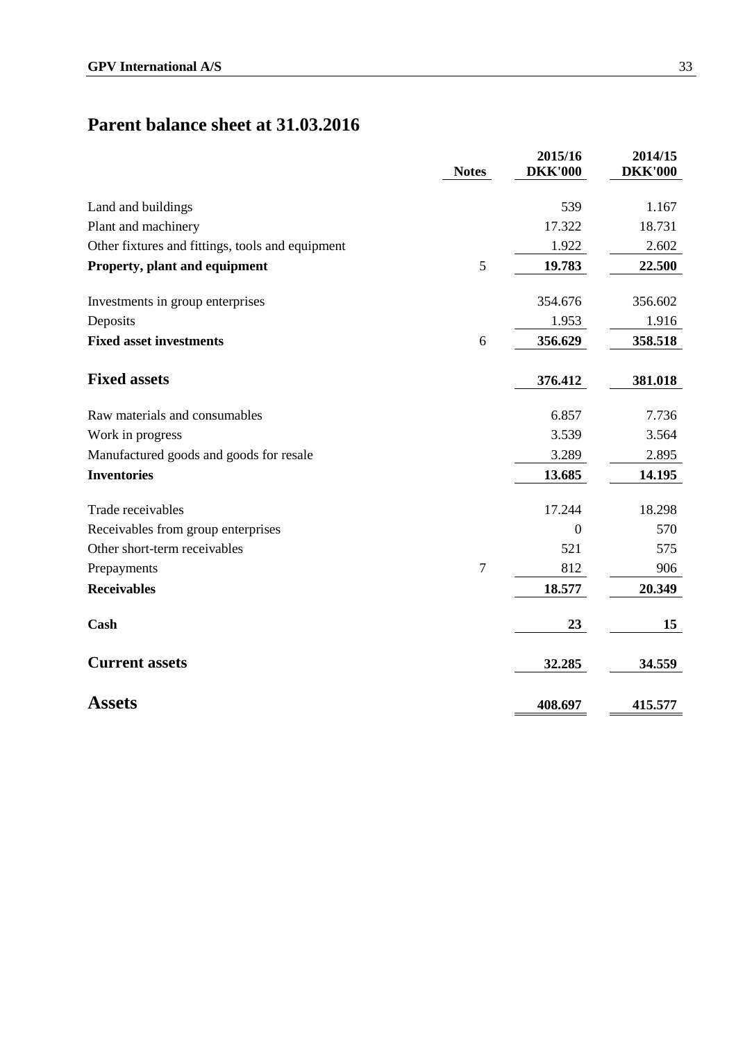# Parent balance sheet at 31.03.2016

| | Notes | 2015/16 DKK'000 | 2014/15 DKK'000 |
|---|---|---|---|
| Land and buildings | | 539 | 1.167 |
| Plant and machinery | | 17.322 | 18.731 |
| Other fixtures and fittings, tools and equipment | | 1.922 | 2.602 |
| **Property, plant and equipment** | 5 | **19.783** | **22.500** |
| Investments in group enterprises | | 354.676 | 356.602 |
| Deposits | | 1.953 | 1.916 |
| **Fixed asset investments** | 6 | **356.629** | **358.518** |
| **Fixed assets** | | **376.412** | **381.018** |
| Raw materials and consumables | | 6.857 | 7.736 |
| Work in progress | | 3.539 | 3.564 |
| Manufactured goods and goods for resale | | 3.289 | 2.895 |
| **Inventories** | | **13.685** | **14.195** |
| Trade receivables | | 17.244 | 18.298 |
| Receivables from group enterprises | | 0 | 570 |
| Other short-term receivables | | 521 | 575 |
| Prepayments | 7 | 812 | 906 |
| **Receivables** | | **18.577** | **20.349** |
| **Cash** | | **23** | **15** |
| **Current assets** | | **32.285** | **34.559** |
| **Assets** | | **408.697** | **415.577** |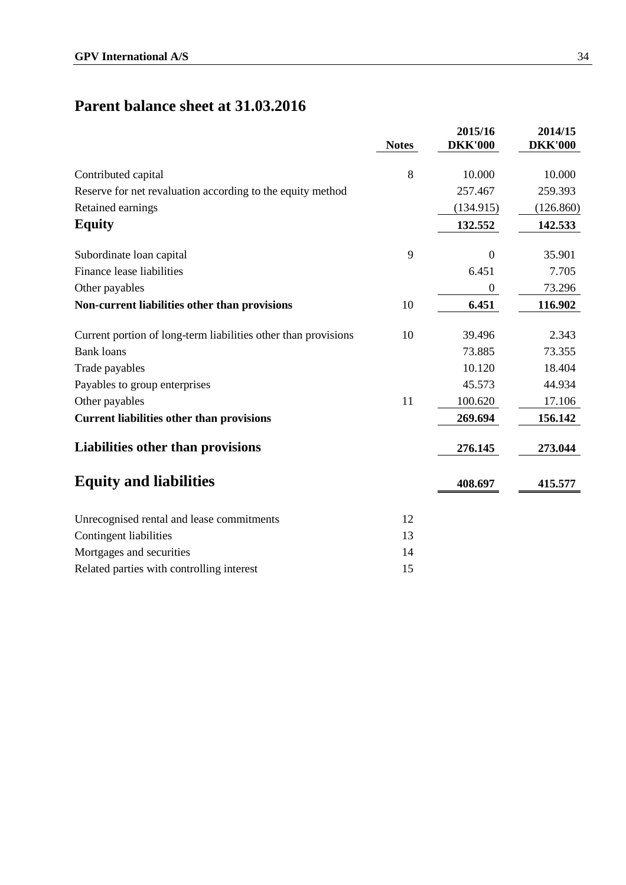# Parent balance sheet at 31.03.2016

| | Notes | 2015/16 DKK'000 | 2014/15 DKK'000 |
|---|---|---|---|
| Contributed capital | 8 | 10.000 | 10.000 |
| Reserve for net revaluation according to the equity method | | 257.467 | 259.393 |
| Retained earnings | | (134.915) | (126.860) |
| **Equity** | | **132.552** | **142.533** |
| Subordinate loan capital | 9 | 0 | 35.901 |
| Finance lease liabilities | | 6.451 | 7.705 |
| Other payables | | 0 | 73.296 |
| **Non-current liabilities other than provisions** | 10 | **6.451** | **116.902** |
| Current portion of long-term liabilities other than provisions | 10 | 39.496 | 2.343 |
| Bank loans | | 73.885 | 73.355 |
| Trade payables | | 10.120 | 18.404 |
| Payables to group enterprises | | 45.573 | 44.934 |
| Other payables | 11 | 100.620 | 17.106 |
| **Current liabilities other than provisions** | | **269.694** | **156.142** |
| **Liabilities other than provisions** | | **276.145** | **273.044** |
| **Equity and liabilities** | | **408.697** | **415.577** |
| Unrecognised rental and lease commitments | 12 | | |
| Contingent liabilities | 13 | | |
| Mortgages and securities | 14 | | |
| Related parties with controlling interest | 15 | | |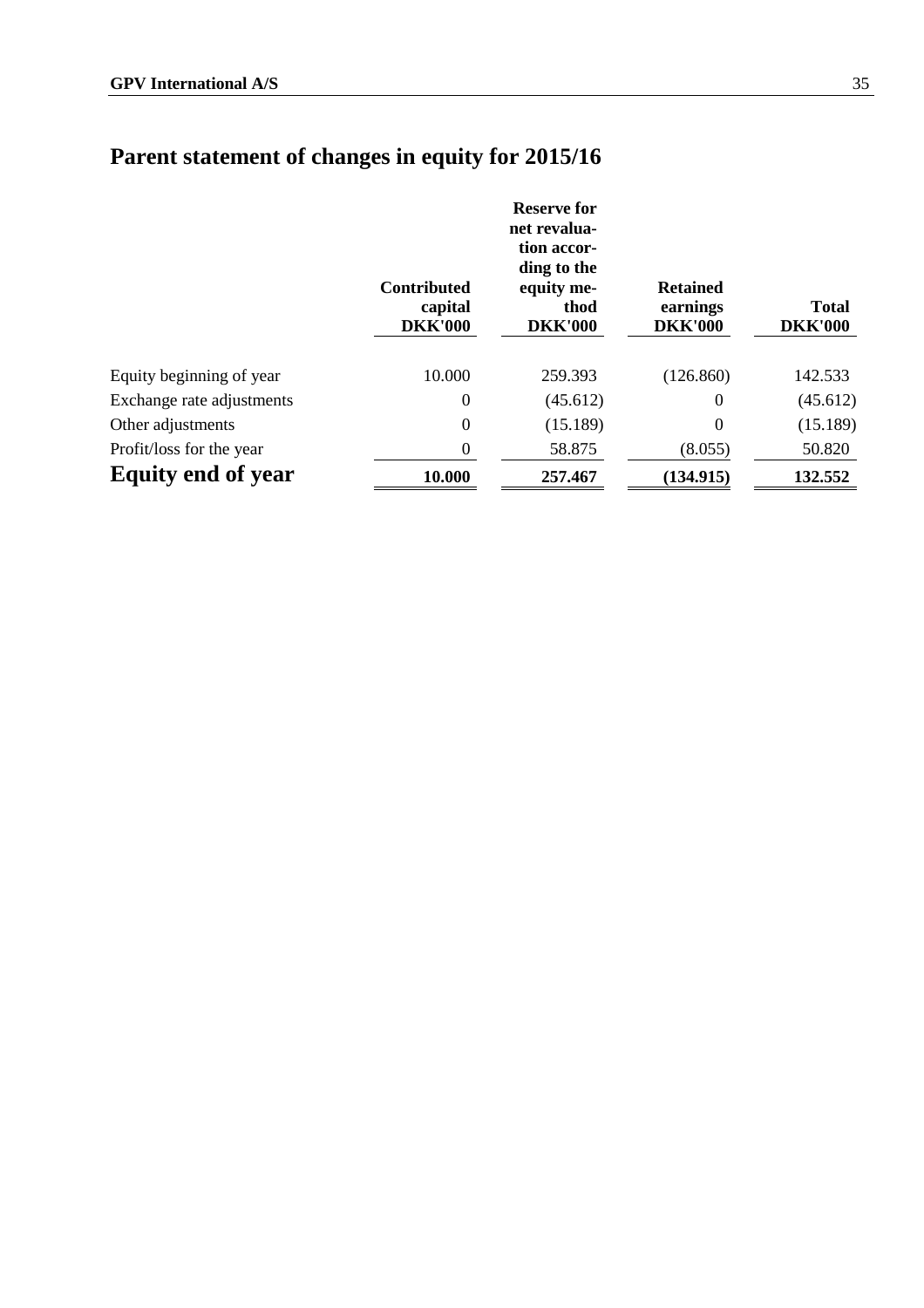# Parent statement of changes in equity for 2015/16

| | Contributed capital DKK'000 | Reserve for net revaluation according to the equity method DKK'000 | Retained earnings DKK'000 | Total DKK'000 |
|---|---|---|---|---|
| Equity beginning of year | 10.000 | 259.393 | (126.860) | 142.533 |
| Exchange rate adjustments | 0 | (45.612) | 0 | (45.612) |
| Other adjustments | 0 | (15.189) | 0 | (15.189) |
| Profit/loss for the year | 0 | 58.875 | (8.055) | 50.820 |
| **Equity end of year** | **10.000** | **257.467** | **(134.915)** | **132.552** |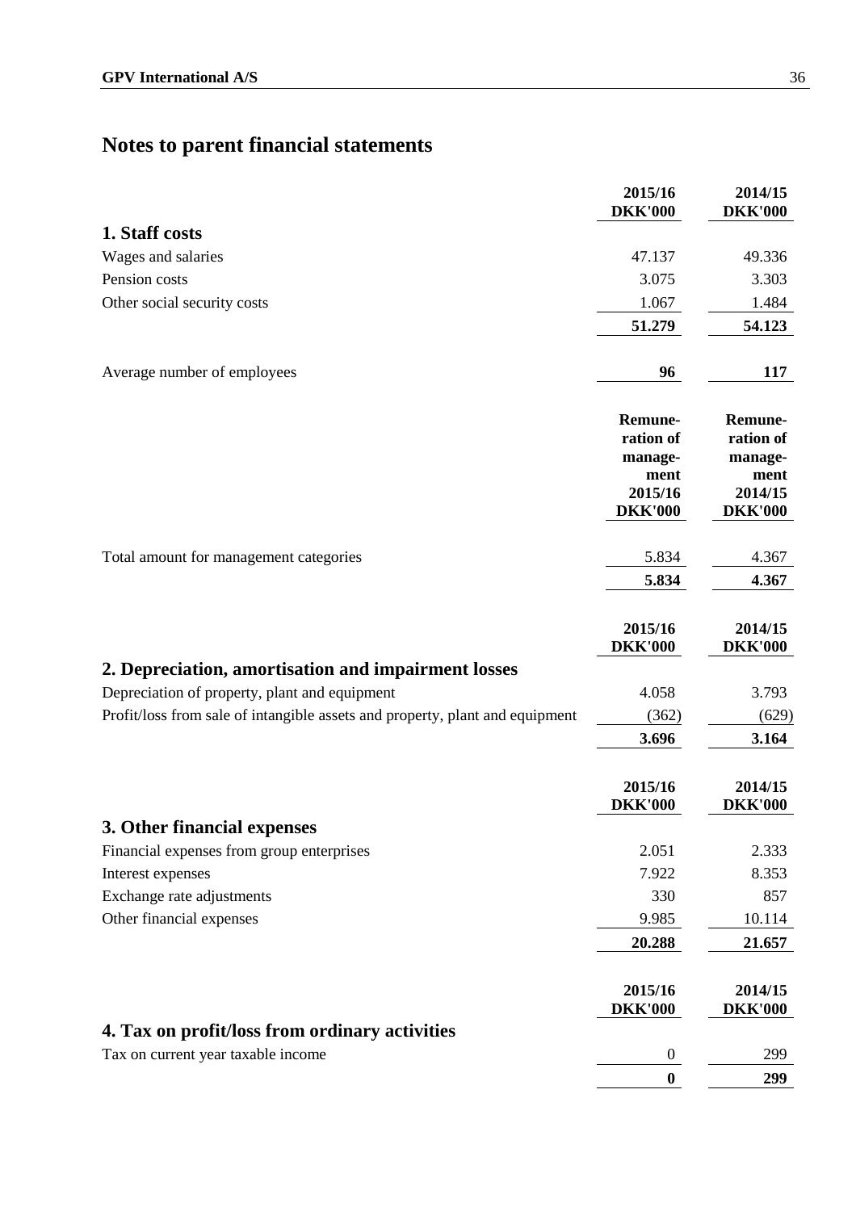# Notes to parent financial statements

| | 2015/16<br>DKK'000 | 2014/15<br>DKK'000 |
|---|---|---|
| **1. Staff costs** | | |
| Wages and salaries | 47.137 | 49.336 |
| Pension costs | 3.075 | 3.303 |
| Other social security costs | 1.067 | 1.484 |
| | **51.279** | **54.123** |
| | | |
| Average number of employees | **96** | **117** |

| | Remuneration of management 2015/16 DKK'000 | Remuneration of management 2014/15 DKK'000 |
|---|---|---|
| Total amount for management categories | 5.834 | 4.367 |
| | **5.834** | **4.367** |

| | 2015/16<br>DKK'000 | 2014/15<br>DKK'000 |
|---|---|---|
| **2. Depreciation, amortisation and impairment losses** | | |
| Depreciation of property, plant and equipment | 4.058 | 3.793 |
| Profit/loss from sale of intangible assets and property, plant and equipment | (362) | (629) |
| | **3.696** | **3.164** |

| | 2015/16<br>DKK'000 | 2014/15<br>DKK'000 |
|---|---|---|
| **3. Other financial expenses** | | |
| Financial expenses from group enterprises | 2.051 | 2.333 |
| Interest expenses | 7.922 | 8.353 |
| Exchange rate adjustments | 330 | 857 |
| Other financial expenses | 9.985 | 10.114 |
| | **20.288** | **21.657** |

| | 2015/16<br>DKK'000 | 2014/15<br>DKK'000 |
|---|---|---|
| **4. Tax on profit/loss from ordinary activities** | | |
| Tax on current year taxable income | 0 | 299 |
| | **0** | **299** |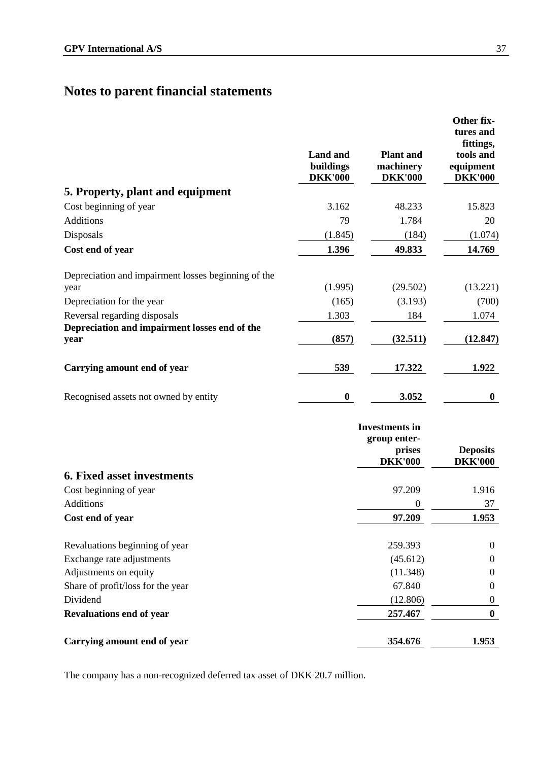# Notes to parent financial statements

## 5. Property, plant and equipment

| | Land and buildings DKK'000 | Plant and machinery DKK'000 | Other fixtures and fittings, tools and equipment DKK'000 |
|---|---|---|---|
| Cost beginning of year | 3.162 | 48.233 | 15.823 |
| Additions | 79 | 1.784 | 20 |
| Disposals | (1.845) | (184) | (1.074) |
| **Cost end of year** | **1.396** | **49.833** | **14.769** |
| Depreciation and impairment losses beginning of the year | (1.995) | (29.502) | (13.221) |
| Depreciation for the year | (165) | (3.193) | (700) |
| Reversal regarding disposals | 1.303 | 184 | 1.074 |
| **Depreciation and impairment losses end of the year** | **(857)** | **(32.511)** | **(12.847)** |
| **Carrying amount end of year** | **539** | **17.322** | **1.922** |
| Recognised assets not owned by entity | **0** | **3.052** | **0** |

## 6. Fixed asset investments

| | Investments in group enterprises DKK'000 | Deposits DKK'000 |
|---|---|---|
| Cost beginning of year | 97.209 | 1.916 |
| Additions | 0 | 37 |
| **Cost end of year** | **97.209** | **1.953** |
| Revaluations beginning of year | 259.393 | 0 |
| Exchange rate adjustments | (45.612) | 0 |
| Adjustments on equity | (11.348) | 0 |
| Share of profit/loss for the year | 67.840 | 0 |
| Dividend | (12.806) | 0 |
| **Revaluations end of year** | **257.467** | **0** |
| **Carrying amount end of year** | **354.676** | **1.953** |

The company has a non-recognized deferred tax asset of DKK 20.7 million.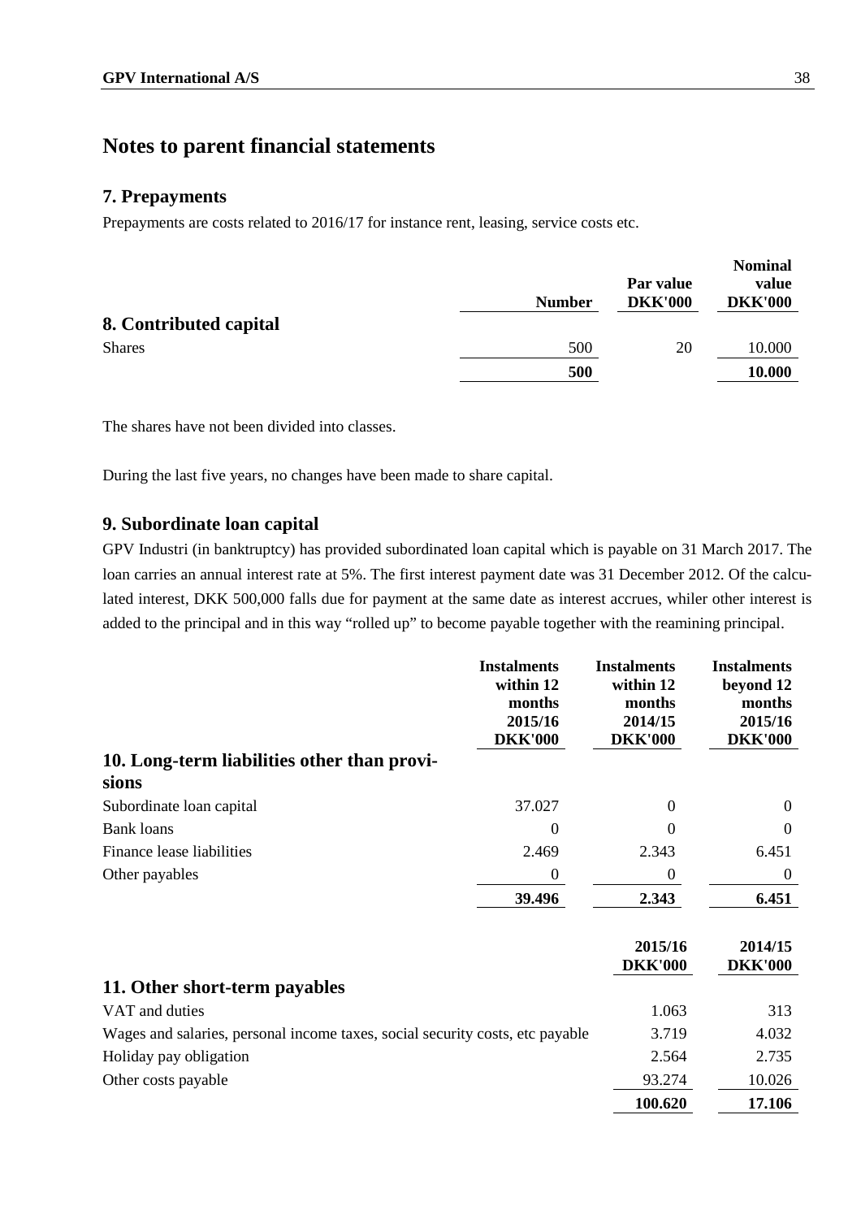# Notes to parent financial statements

## 7. Prepayments

Prepayments are costs related to 2016/17 for instance rent, leasing, service costs etc.

## 8. Contributed capital

| | Number | Par value DKK'000 | Nominal value DKK'000 |
|---|---|---|---|
| Shares | 500 | 20 | 10.000 |
| | **500** | | **10.000** |

The shares have not been divided into classes.

During the last five years, no changes have been made to share capital.

## 9. Subordinate loan capital

GPV Industri (in banktruptcy) has provided subordinated loan capital which is payable on 31 March 2017. The loan carries an annual interest rate at 5%. The first interest payment date was 31 December 2012. Of the calculated interest, DKK 500,000 falls due for payment at the same date as interest accrues, whiler other interest is added to the principal and in this way "rolled up" to become payable together with the reamining principal.

## 10. Long-term liabilities other than provisions

| | Instalments within 12 months 2015/16 DKK'000 | Instalments within 12 months 2014/15 DKK'000 | Instalments beyond 12 months 2015/16 DKK'000 |
|---|---|---|---|
| Subordinate loan capital | 37.027 | 0 | 0 |
| Bank loans | 0 | 0 | 0 |
| Finance lease liabilities | 2.469 | 2.343 | 6.451 |
| Other payables | 0 | 0 | 0 |
| | **39.496** | **2.343** | **6.451** |

## 11. Other short-term payables

| | 2015/16 DKK'000 | 2014/15 DKK'000 |
|---|---|---|
| VAT and duties | 1.063 | 313 |
| Wages and salaries, personal income taxes, social security costs, etc payable | 3.719 | 4.032 |
| Holiday pay obligation | 2.564 | 2.735 |
| Other costs payable | 93.274 | 10.026 |
| | **100.620** | **17.106** |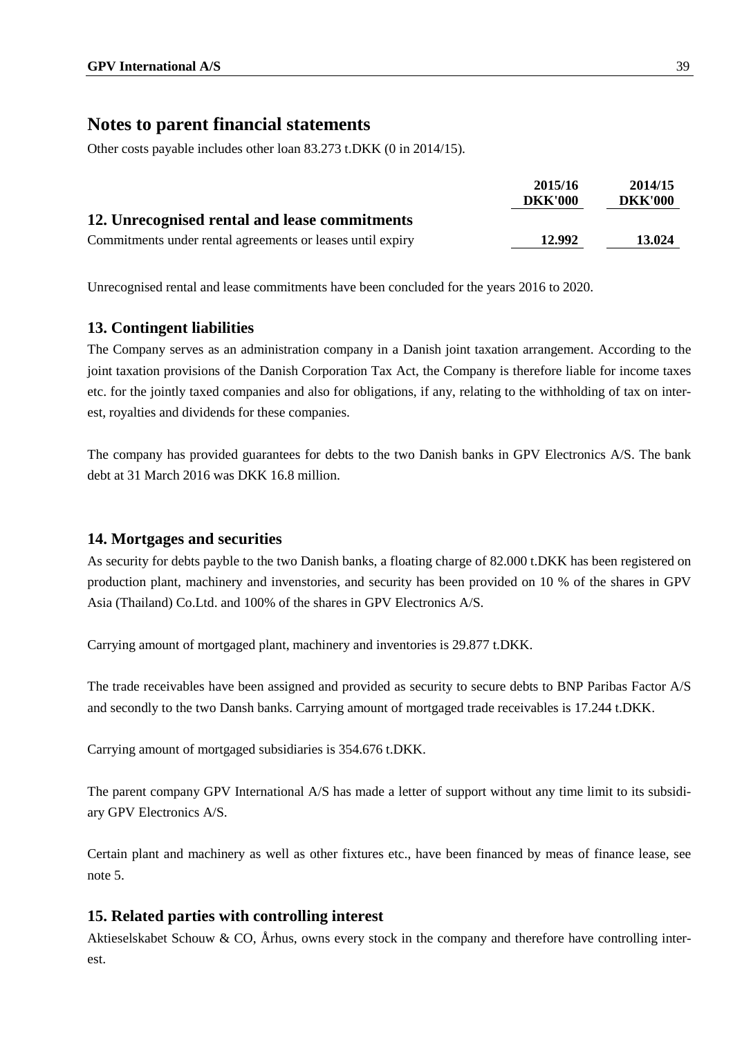# Notes to parent financial statements

Other costs payable includes other loan 83.273 t.DKK (0 in 2014/15).

| | 2015/16 DKK'000 | 2014/15 DKK'000 |
|---|---|---|
| **12. Unrecognised rental and lease commitments** | | |
| Commitments under rental agreements or leases until expiry | **12.992** | **13.024** |

Unrecognised rental and lease commitments have been concluded for the years 2016 to 2020.

## 13. Contingent liabilities

The Company serves as an administration company in a Danish joint taxation arrangement. According to the joint taxation provisions of the Danish Corporation Tax Act, the Company is therefore liable for income taxes etc. for the jointly taxed companies and also for obligations, if any, relating to the withholding of tax on interest, royalties and dividends for these companies.

The company has provided guarantees for debts to the two Danish banks in GPV Electronics A/S. The bank debt at 31 March 2016 was DKK 16.8 million.

## 14. Mortgages and securities

As security for debts payble to the two Danish banks, a floating charge of 82.000 t.DKK has been registered on production plant, machinery and invenstories, and security has been provided on 10 % of the shares in GPV Asia (Thailand) Co.Ltd. and 100% of the shares in GPV Electronics A/S.

Carrying amount of mortgaged plant, machinery and inventories is 29.877 t.DKK.

The trade receivables have been assigned and provided as security to secure debts to BNP Paribas Factor A/S and secondly to the two Dansh banks. Carrying amount of mortgaged trade receivables is 17.244 t.DKK.

Carrying amount of mortgaged subsidiaries is 354.676 t.DKK.

The parent company GPV International A/S has made a letter of support without any time limit to its subsidiary GPV Electronics A/S.

Certain plant and machinery as well as other fixtures etc., have been financed by meas of finance lease, see note 5.

## 15. Related parties with controlling interest

Aktieselskabet Schouw & CO, Århus, owns every stock in the company and therefore have controlling interest.